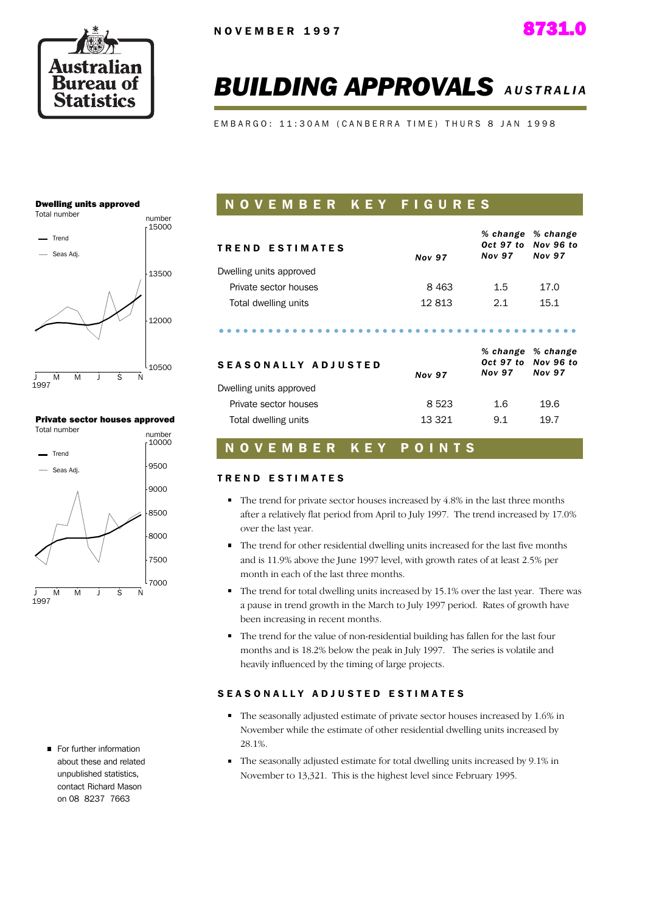NOVEMBER 1997

8731.0

# BUILDING APPROVALS AUSTRALIA

EMBARGO: 11:30AM (CANBERRA TIME) THURS 8 JAN 1998

**Dwelling units approved**
Total number

**Private sector houses approved**
Total number

## NOVEMBER KEY FIGURES

| TREND ESTIMATES | Nov 97 | % change Oct 97 to Nov 97 | % change Nov 96 to Nov 97 |
|---|---|---|---|
| Dwelling units approved | | | |
| Private sector houses | 8 463 | 1.5 | 17.0 |
| Total dwelling units | 12 813 | 2.1 | 15.1 |

| SEASONALLY ADJUSTED | Nov 97 | % change Oct 97 to Nov 97 | % change Nov 96 to Nov 97 |
|---|---|---|---|
| Dwelling units approved | | | |
| Private sector houses | 8 523 | 1.6 | 19.6 |
| Total dwelling units | 13 321 | 9.1 | 19.7 |

## NOVEMBER KEY POINTS

### TREND ESTIMATES

- The trend for private sector houses increased by 4.8% in the last three months after a relatively flat period from April to July 1997. The trend increased by 17.0% over the last year.
- The trend for other residential dwelling units increased for the last five months and is 11.9% above the June 1997 level, with growth rates of at least 2.5% per month in each of the last three months.
- The trend for total dwelling units increased by 15.1% over the last year. There was a pause in trend growth in the March to July 1997 period. Rates of growth have been increasing in recent months.
- The trend for the value of non-residential building has fallen for the last four months and is 18.2% below the peak in July 1997. The series is volatile and heavily influenced by the timing of large projects.

### SEASONALLY ADJUSTED ESTIMATES

- The seasonally adjusted estimate of private sector houses increased by 1.6% in November while the estimate of other residential dwelling units increased by 28.1%.
- The seasonally adjusted estimate for total dwelling units increased by 9.1% in November to 13,321. This is the highest level since February 1995.

- For further information about these and related unpublished statistics, contact Richard Mason on 08 8237 7663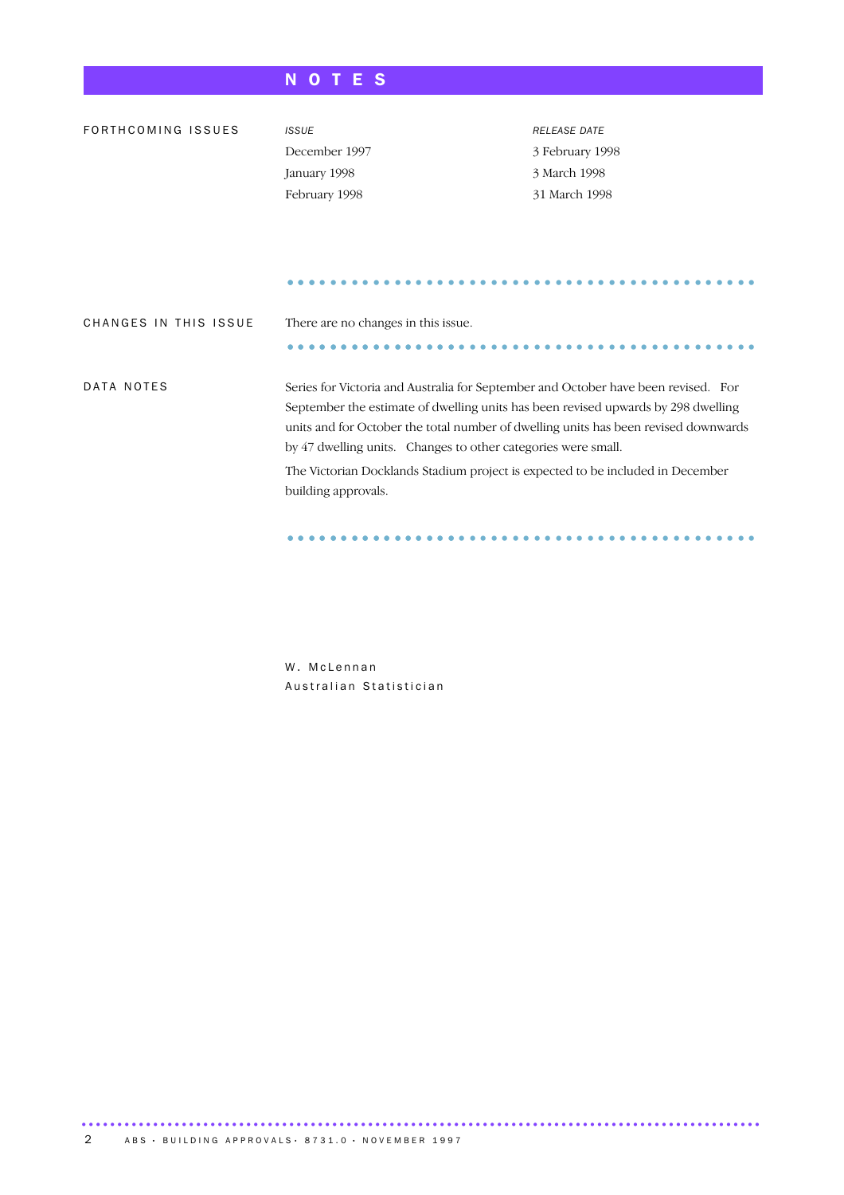# NOTES

## FORTHCOMING ISSUES

| *ISSUE* | *RELEASE DATE* |
|---|---|
| December 1997 | 3 February 1998 |
| January 1998 | 3 March 1998 |
| February 1998 | 31 March 1998 |

## CHANGES IN THIS ISSUE

There are no changes in this issue.

## DATA NOTES

Series for Victoria and Australia for September and October have been revised. For September the estimate of dwelling units has been revised upwards by 298 dwelling units and for October the total number of dwelling units has been revised downwards by 47 dwelling units. Changes to other categories were small.

The Victorian Docklands Stadium project is expected to be included in December building approvals.

W. McLennan
Australian Statistician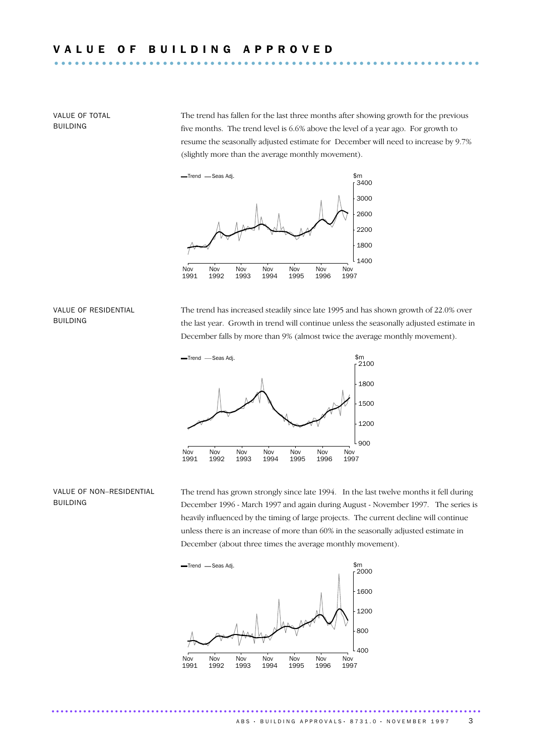# VALUE OF BUILDING APPROVED

## VALUE OF TOTAL BUILDING

The trend has fallen for the last three months after showing growth for the previous five months. The trend level is 6.6% above the level of a year ago. For growth to resume the seasonally adjusted estimate for December will need to increase by 9.7% (slightly more than the average monthly movement).

## VALUE OF RESIDENTIAL BUILDING

The trend has increased steadily since late 1995 and has shown growth of 22.0% over the last year. Growth in trend will continue unless the seasonally adjusted estimate in December falls by more than 9% (almost twice the average monthly movement).

## VALUE OF NON–RESIDENTIAL BUILDING

The trend has grown strongly since late 1994. In the last twelve months it fell during December 1996 - March 1997 and again during August - November 1997. The series is heavily influenced by the timing of large projects. The current decline will continue unless there is an increase of more than 60% in the seasonally adjusted estimate in December (about three times the average monthly movement).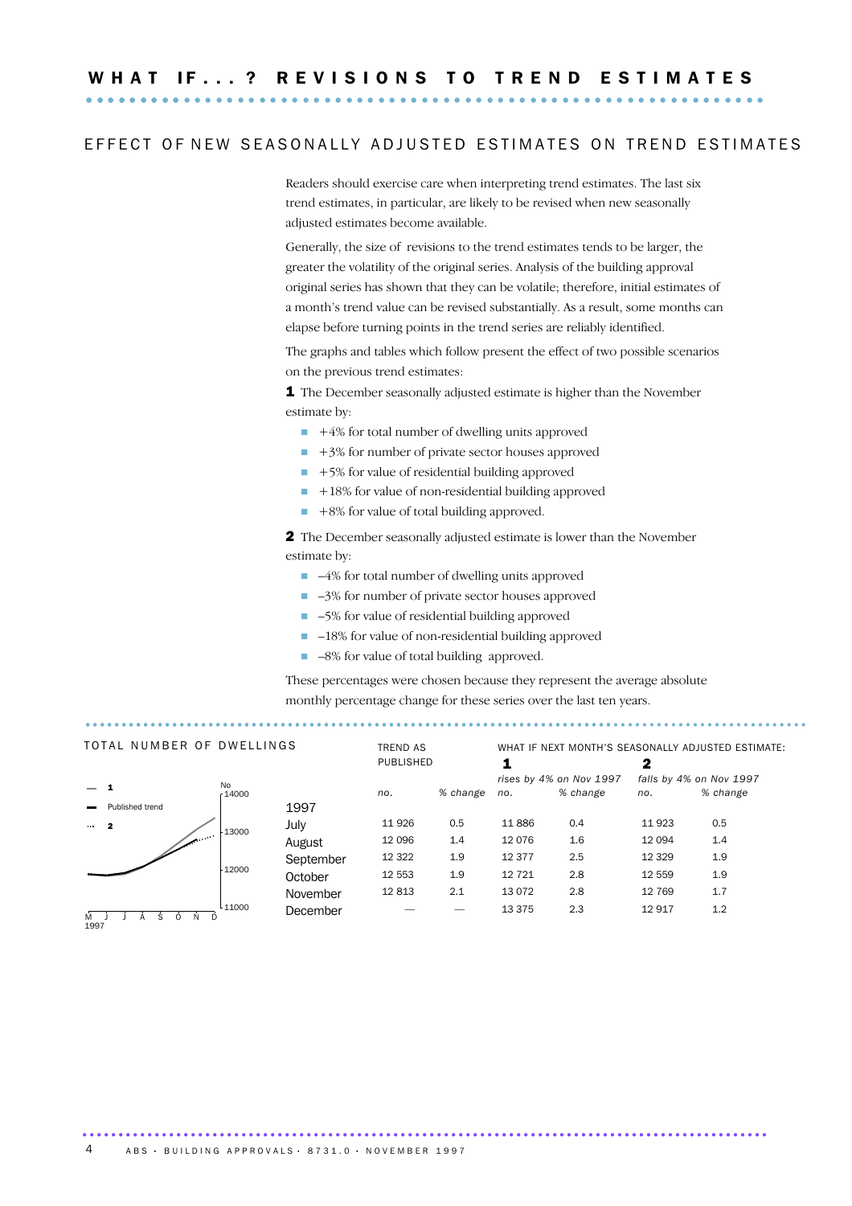# WHAT IF...? REVISIONS TO TREND ESTIMATES

## EFFECT OF NEW SEASONALLY ADJUSTED ESTIMATES ON TREND ESTIMATES

Readers should exercise care when interpreting trend estimates. The last six trend estimates, in particular, are likely to be revised when new seasonally adjusted estimates become available.

Generally, the size of revisions to the trend estimates tends to be larger, the greater the volatility of the original series. Analysis of the building approval original series has shown that they can be volatile; therefore, initial estimates of a month's trend value can be revised substantially. As a result, some months can elapse before turning points in the trend series are reliably identified.

The graphs and tables which follow present the effect of two possible scenarios on the previous trend estimates:

**1** The December seasonally adjusted estimate is higher than the November estimate by:

- +4% for total number of dwelling units approved
- +3% for number of private sector houses approved
- +5% for value of residential building approved
- +18% for value of non-residential building approved
- +8% for value of total building approved.

**2** The December seasonally adjusted estimate is lower than the November estimate by:

- –4% for total number of dwelling units approved
- –3% for number of private sector houses approved
- –5% for value of residential building approved
- –18% for value of non-residential building approved
- –8% for value of total building approved.

These percentages were chosen because they represent the average absolute monthly percentage change for these series over the last ten years.

### TOTAL NUMBER OF DWELLINGS

| | TREND AS PUBLISHED | | WHAT IF NEXT MONTH'S SEASONALLY ADJUSTED ESTIMATE: **1** rises by 4% on Nov 1997 | | **2** falls by 4% on Nov 1997 | |
|---|---|---|---|---|---|---|
| | *no.* | *% change* | *no.* | *% change* | *no.* | *% change* |
| **1997** | | | | | | |
| July | 11 926 | 0.5 | 11 886 | 0.4 | 11 923 | 0.5 |
| August | 12 096 | 1.4 | 12 076 | 1.6 | 12 094 | 1.4 |
| September | 12 322 | 1.9 | 12 377 | 2.5 | 12 329 | 1.9 |
| October | 12 553 | 1.9 | 12 721 | 2.8 | 12 559 | 1.9 |
| November | 12 813 | 2.1 | 13 072 | 2.8 | 12 769 | 1.7 |
| December | — | — | 13 375 | 2.3 | 12 917 | 1.2 |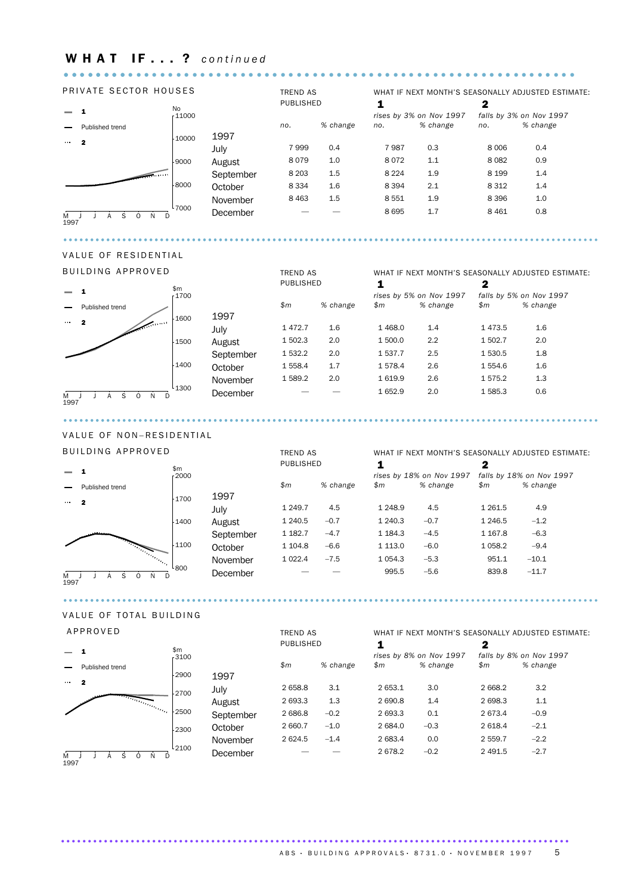# WHAT IF...? *continued*

## PRIVATE SECTOR HOUSES

| | TREND AS PUBLISHED | | WHAT IF NEXT MONTH'S SEASONALLY ADJUSTED ESTIMATE: 1 rises by 3% on Nov 1997 | | 2 falls by 3% on Nov 1997 | |
|---|---|---|---|---|---|---|
| | *no.* | *% change* | *no.* | *% change* | *no.* | *% change* |
| **1997** | | | | | | |
| July | 7 999 | 0.4 | 7 987 | 0.3 | 8 006 | 0.4 |
| August | 8 079 | 1.0 | 8 072 | 1.1 | 8 082 | 0.9 |
| September | 8 203 | 1.5 | 8 224 | 1.9 | 8 199 | 1.4 |
| October | 8 334 | 1.6 | 8 394 | 2.1 | 8 312 | 1.4 |
| November | 8 463 | 1.5 | 8 551 | 1.9 | 8 396 | 1.0 |
| December | — | — | 8 695 | 1.7 | 8 461 | 0.8 |

## VALUE OF RESIDENTIAL BUILDING APPROVED

| | TREND AS PUBLISHED | | WHAT IF NEXT MONTH'S SEASONALLY ADJUSTED ESTIMATE: 1 rises by 5% on Nov 1997 | | 2 falls by 5% on Nov 1997 | |
|---|---|---|---|---|---|---|
| | *$m* | *% change* | *$m* | *% change* | *$m* | *% change* |
| **1997** | | | | | | |
| July | 1 472.7 | 1.6 | 1 468.0 | 1.4 | 1 473.5 | 1.6 |
| August | 1 502.3 | 2.0 | 1 500.0 | 2.2 | 1 502.7 | 2.0 |
| September | 1 532.2 | 2.0 | 1 537.7 | 2.5 | 1 530.5 | 1.8 |
| October | 1 558.4 | 1.7 | 1 578.4 | 2.6 | 1 554.6 | 1.6 |
| November | 1 589.2 | 2.0 | 1 619.9 | 2.6 | 1 575.2 | 1.3 |
| December | — | — | 1 652.9 | 2.0 | 1 585.3 | 0.6 |

## VALUE OF NON-RESIDENTIAL BUILDING APPROVED

| | TREND AS PUBLISHED | | WHAT IF NEXT MONTH'S SEASONALLY ADJUSTED ESTIMATE: 1 rises by 18% on Nov 1997 | | 2 falls by 18% on Nov 1997 | |
|---|---|---|---|---|---|---|
| | *$m* | *% change* | *$m* | *% change* | *$m* | *% change* |
| **1997** | | | | | | |
| July | 1 249.7 | 4.5 | 1 248.9 | 4.5 | 1 261.5 | 4.9 |
| August | 1 240.5 | −0.7 | 1 240.3 | −0.7 | 1 246.5 | −1.2 |
| September | 1 182.7 | −4.7 | 1 184.3 | −4.5 | 1 167.8 | −6.3 |
| October | 1 104.8 | −6.6 | 1 113.0 | −6.0 | 1 058.2 | −9.4 |
| November | 1 022.4 | −7.5 | 1 054.3 | −5.3 | 951.1 | −10.1 |
| December | — | — | 995.5 | −5.6 | 839.8 | −11.7 |

## VALUE OF TOTAL BUILDING APPROVED

| | TREND AS PUBLISHED | | WHAT IF NEXT MONTH'S SEASONALLY ADJUSTED ESTIMATE: 1 rises by 8% on Nov 1997 | | 2 falls by 8% on Nov 1997 | |
|---|---|---|---|---|---|---|
| | *$m* | *% change* | *$m* | *% change* | *$m* | *% change* |
| **1997** | | | | | | |
| July | 2 658.8 | 3.1 | 2 653.1 | 3.0 | 2 668.2 | 3.2 |
| August | 2 693.3 | 1.3 | 2 690.8 | 1.4 | 2 698.3 | 1.1 |
| September | 2 686.8 | −0.2 | 2 693.3 | 0.1 | 2 673.4 | −0.9 |
| October | 2 660.7 | −1.0 | 2 684.0 | −0.3 | 2 618.4 | −2.1 |
| November | 2 624.5 | −1.4 | 2 683.4 | 0.0 | 2 559.7 | −2.2 |
| December | — | — | 2 678.2 | −0.2 | 2 491.5 | −2.7 |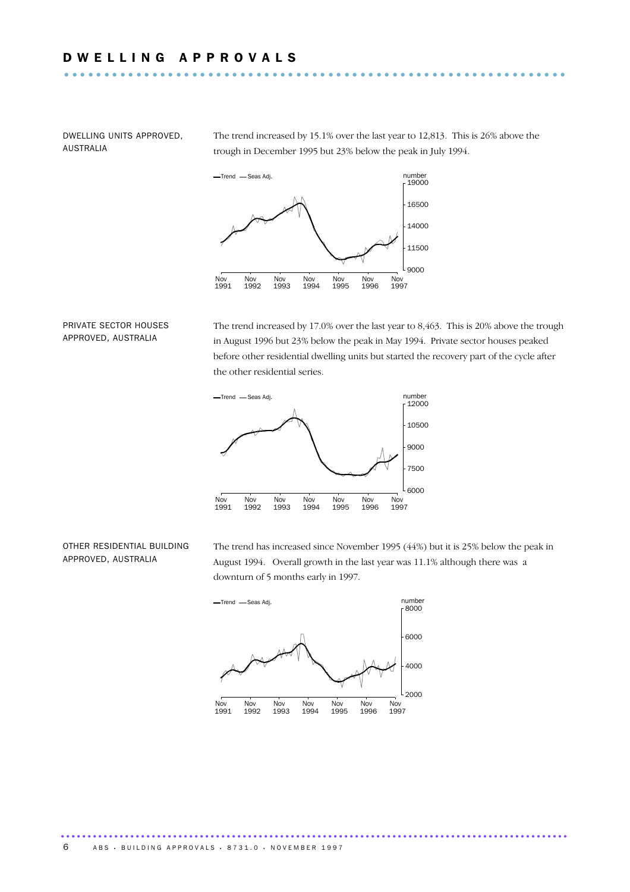# DWELLING APPROVALS

## DWELLING UNITS APPROVED, AUSTRALIA

The trend increased by 15.1% over the last year to 12,813. This is 26% above the trough in December 1995 but 23% below the peak in July 1994.

## PRIVATE SECTOR HOUSES APPROVED, AUSTRALIA

The trend increased by 17.0% over the last year to 8,463. This is 20% above the trough in August 1996 but 23% below the peak in May 1994. Private sector houses peaked before other residential dwelling units but started the recovery part of the cycle after the other residential series.

## OTHER RESIDENTIAL BUILDING APPROVED, AUSTRALIA

The trend has increased since November 1995 (44%) but it is 25% below the peak in August 1994. Overall growth in the last year was 11.1% although there was a downturn of 5 months early in 1997.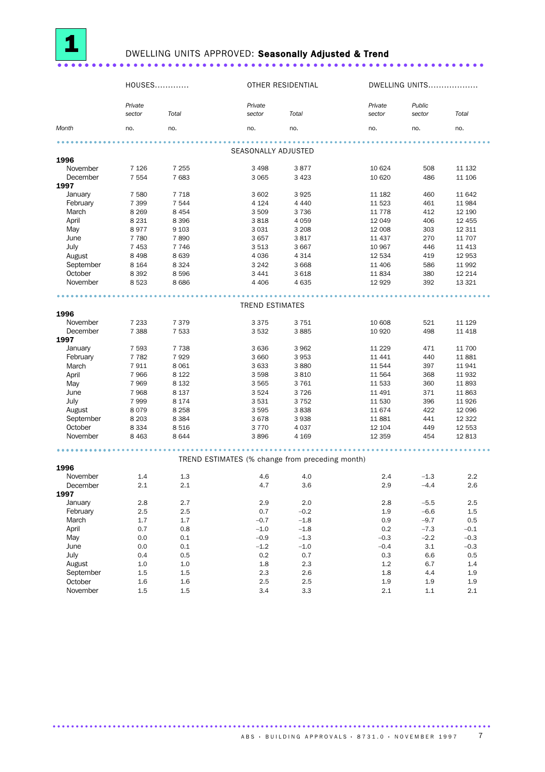# 1 DWELLING UNITS APPROVED: **Seasonally Adjusted & Trend**

| Month | HOUSES | | OTHER RESIDENTIAL | | DWELLING UNITS | | |
|---|---|---|---|---|---|---|---|
| | *Private sector* | *Total* | *Private sector* | *Total* | *Private sector* | *Public sector* | *Total* |
| | no. | no. | no. | no. | no. | no. | no. |
| | | | | SEASONALLY ADJUSTED | | | |
| **1996** | | | | | | | |
| November | 7 126 | 7 255 | 3 498 | 3 877 | 10 624 | 508 | 11 132 |
| December | 7 554 | 7 683 | 3 065 | 3 423 | 10 620 | 486 | 11 106 |
| **1997** | | | | | | | |
| January | 7 580 | 7 718 | 3 602 | 3 925 | 11 182 | 460 | 11 642 |
| February | 7 399 | 7 544 | 4 124 | 4 440 | 11 523 | 461 | 11 984 |
| March | 8 269 | 8 454 | 3 509 | 3 736 | 11 778 | 412 | 12 190 |
| April | 8 231 | 8 396 | 3 818 | 4 059 | 12 049 | 406 | 12 455 |
| May | 8 977 | 9 103 | 3 031 | 3 208 | 12 008 | 303 | 12 311 |
| June | 7 780 | 7 890 | 3 657 | 3 817 | 11 437 | 270 | 11 707 |
| July | 7 453 | 7 746 | 3 513 | 3 667 | 10 967 | 446 | 11 413 |
| August | 8 498 | 8 639 | 4 036 | 4 314 | 12 534 | 419 | 12 953 |
| September | 8 164 | 8 324 | 3 242 | 3 668 | 11 406 | 586 | 11 992 |
| October | 8 392 | 8 596 | 3 441 | 3 618 | 11 834 | 380 | 12 214 |
| November | 8 523 | 8 686 | 4 406 | 4 635 | 12 929 | 392 | 13 321 |
| | | | | TREND ESTIMATES | | | |
| **1996** | | | | | | | |
| November | 7 233 | 7 379 | 3 375 | 3 751 | 10 608 | 521 | 11 129 |
| December | 7 388 | 7 533 | 3 532 | 3 885 | 10 920 | 498 | 11 418 |
| **1997** | | | | | | | |
| January | 7 593 | 7 738 | 3 636 | 3 962 | 11 229 | 471 | 11 700 |
| February | 7 782 | 7 929 | 3 660 | 3 953 | 11 441 | 440 | 11 881 |
| March | 7 911 | 8 061 | 3 633 | 3 880 | 11 544 | 397 | 11 941 |
| April | 7 966 | 8 122 | 3 598 | 3 810 | 11 564 | 368 | 11 932 |
| May | 7 969 | 8 132 | 3 565 | 3 761 | 11 533 | 360 | 11 893 |
| June | 7 968 | 8 137 | 3 524 | 3 726 | 11 491 | 371 | 11 863 |
| July | 7 999 | 8 174 | 3 531 | 3 752 | 11 530 | 396 | 11 926 |
| August | 8 079 | 8 258 | 3 595 | 3 838 | 11 674 | 422 | 12 096 |
| September | 8 203 | 8 384 | 3 678 | 3 938 | 11 881 | 441 | 12 322 |
| October | 8 334 | 8 516 | 3 770 | 4 037 | 12 104 | 449 | 12 553 |
| November | 8 463 | 8 644 | 3 896 | 4 169 | 12 359 | 454 | 12 813 |
| | | | | TREND ESTIMATES (% change from preceding month) | | | |
| **1996** | | | | | | | |
| November | 1.4 | 1.3 | 4.6 | 4.0 | 2.4 | –1.3 | 2.2 |
| December | 2.1 | 2.1 | 4.7 | 3.6 | 2.9 | –4.4 | 2.6 |
| **1997** | | | | | | | |
| January | 2.8 | 2.7 | 2.9 | 2.0 | 2.8 | –5.5 | 2.5 |
| February | 2.5 | 2.5 | 0.7 | –0.2 | 1.9 | –6.6 | 1.5 |
| March | 1.7 | 1.7 | –0.7 | –1.8 | 0.9 | –9.7 | 0.5 |
| April | 0.7 | 0.8 | –1.0 | –1.8 | 0.2 | –7.3 | –0.1 |
| May | 0.0 | 0.1 | –0.9 | –1.3 | –0.3 | –2.2 | –0.3 |
| June | 0.0 | 0.1 | –1.2 | –1.0 | –0.4 | 3.1 | –0.3 |
| July | 0.4 | 0.5 | 0.2 | 0.7 | 0.3 | 6.6 | 0.5 |
| August | 1.0 | 1.0 | 1.8 | 2.3 | 1.2 | 6.7 | 1.4 |
| September | 1.5 | 1.5 | 2.3 | 2.6 | 1.8 | 4.4 | 1.9 |
| October | 1.6 | 1.6 | 2.5 | 2.5 | 1.9 | 1.9 | 1.9 |
| November | 1.5 | 1.5 | 3.4 | 3.3 | 2.1 | 1.1 | 2.1 |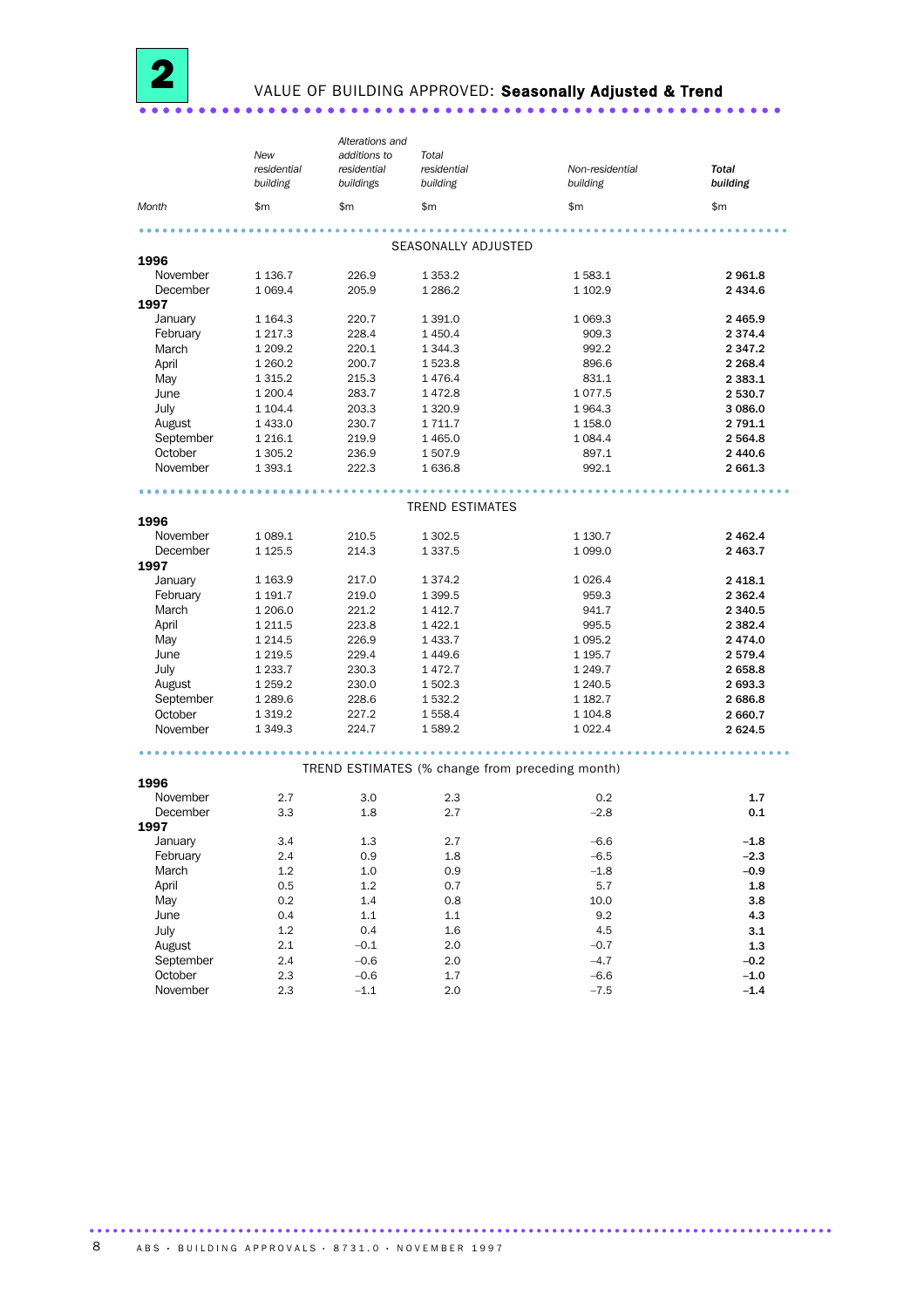# 2 VALUE OF BUILDING APPROVED: **Seasonally Adjusted & Trend**

| Month | *New residential building* $m | *Alterations and additions to residential buildings* $m | *Total residential building* $m | *Non-residential building* $m | ***Total building*** $m |
|---|---|---|---|---|---|
| | | | SEASONALLY ADJUSTED | | |
| **1996** | | | | | |
| November | 1 136.7 | 226.9 | 1 353.2 | 1 583.1 | **2 961.8** |
| December | 1 069.4 | 205.9 | 1 286.2 | 1 102.9 | **2 434.6** |
| **1997** | | | | | |
| January | 1 164.3 | 220.7 | 1 391.0 | 1 069.3 | **2 465.9** |
| February | 1 217.3 | 228.4 | 1 450.4 | 909.3 | **2 374.4** |
| March | 1 209.2 | 220.1 | 1 344.3 | 992.2 | **2 347.2** |
| April | 1 260.2 | 200.7 | 1 523.8 | 896.6 | **2 268.4** |
| May | 1 315.2 | 215.3 | 1 476.4 | 831.1 | **2 383.1** |
| June | 1 200.4 | 283.7 | 1 472.8 | 1 077.5 | **2 530.7** |
| July | 1 104.4 | 203.3 | 1 320.9 | 1 964.3 | **3 086.0** |
| August | 1 433.0 | 230.7 | 1 711.7 | 1 158.0 | **2 791.1** |
| September | 1 216.1 | 219.9 | 1 465.0 | 1 084.4 | **2 564.8** |
| October | 1 305.2 | 236.9 | 1 507.9 | 897.1 | **2 440.6** |
| November | 1 393.1 | 222.3 | 1 636.8 | 992.1 | **2 661.3** |
| | | | TREND ESTIMATES | | |
| **1996** | | | | | |
| November | 1 089.1 | 210.5 | 1 302.5 | 1 130.7 | **2 462.4** |
| December | 1 125.5 | 214.3 | 1 337.5 | 1 099.0 | **2 463.7** |
| **1997** | | | | | |
| January | 1 163.9 | 217.0 | 1 374.2 | 1 026.4 | **2 418.1** |
| February | 1 191.7 | 219.0 | 1 399.5 | 959.3 | **2 362.4** |
| March | 1 206.0 | 221.2 | 1 412.7 | 941.7 | **2 340.5** |
| April | 1 211.5 | 223.8 | 1 422.1 | 995.5 | **2 382.4** |
| May | 1 214.5 | 226.9 | 1 433.7 | 1 095.2 | **2 474.0** |
| June | 1 219.5 | 229.4 | 1 449.6 | 1 195.7 | **2 579.4** |
| July | 1 233.7 | 230.3 | 1 472.7 | 1 249.7 | **2 658.8** |
| August | 1 259.2 | 230.0 | 1 502.3 | 1 240.5 | **2 693.3** |
| September | 1 289.6 | 228.6 | 1 532.2 | 1 182.7 | **2 686.8** |
| October | 1 319.2 | 227.2 | 1 558.4 | 1 104.8 | **2 660.7** |
| November | 1 349.3 | 224.7 | 1 589.2 | 1 022.4 | **2 624.5** |
| | | | TREND ESTIMATES (% change from preceding month) | | |
| **1996** | | | | | |
| November | 2.7 | 3.0 | 2.3 | 0.2 | **1.7** |
| December | 3.3 | 1.8 | 2.7 | –2.8 | **0.1** |
| **1997** | | | | | |
| January | 3.4 | 1.3 | 2.7 | –6.6 | **–1.8** |
| February | 2.4 | 0.9 | 1.8 | –6.5 | **–2.3** |
| March | 1.2 | 1.0 | 0.9 | –1.8 | **–0.9** |
| April | 0.5 | 1.2 | 0.7 | 5.7 | **1.8** |
| May | 0.2 | 1.4 | 0.8 | 10.0 | **3.8** |
| June | 0.4 | 1.1 | 1.1 | 9.2 | **4.3** |
| July | 1.2 | 0.4 | 1.6 | 4.5 | **3.1** |
| August | 2.1 | –0.1 | 2.0 | –0.7 | **1.3** |
| September | 2.4 | –0.6 | 2.0 | –4.7 | **–0.2** |
| October | 2.3 | –0.6 | 1.7 | –6.6 | **–1.0** |
| November | 2.3 | –1.1 | 2.0 | –7.5 | **–1.4** |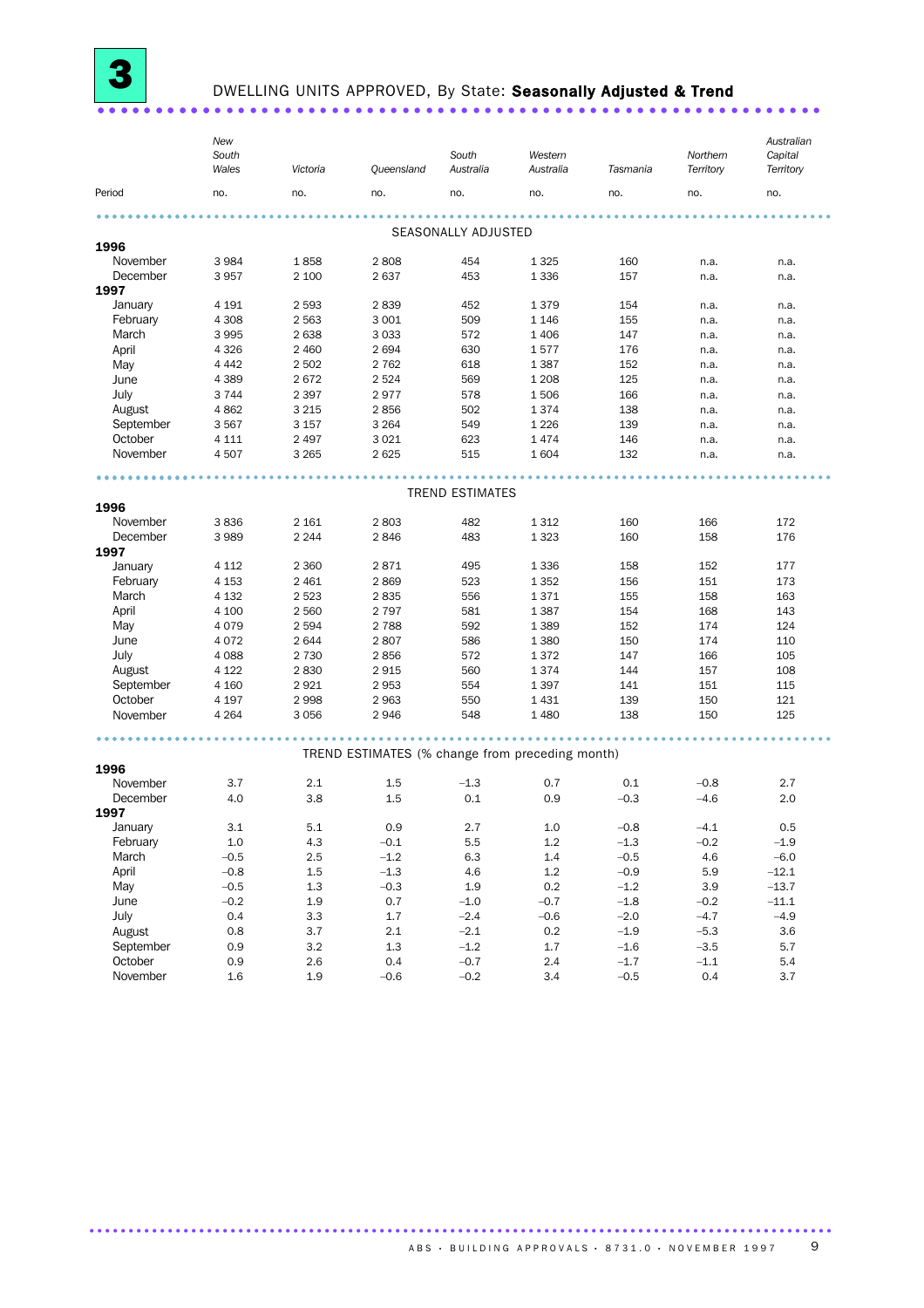# 3 DWELLING UNITS APPROVED, By State: **Seasonally Adjusted & Trend**

| Period | *New South Wales* | *Victoria* | *Queensland* | *South Australia* | *Western Australia* | *Tasmania* | *Northern Territory* | *Australian Capital Territory* |
|---|---|---|---|---|---|---|---|---|
| | no. | no. | no. | no. | no. | no. | no. | no. |
| | | | | SEASONALLY ADJUSTED | | | | |
| **1996** | | | | | | | | |
| November | 3 984 | 1 858 | 2 808 | 454 | 1 325 | 160 | n.a. | n.a. |
| December | 3 957 | 2 100 | 2 637 | 453 | 1 336 | 157 | n.a. | n.a. |
| **1997** | | | | | | | | |
| January | 4 191 | 2 593 | 2 839 | 452 | 1 379 | 154 | n.a. | n.a. |
| February | 4 308 | 2 563 | 3 001 | 509 | 1 146 | 155 | n.a. | n.a. |
| March | 3 995 | 2 638 | 3 033 | 572 | 1 406 | 147 | n.a. | n.a. |
| April | 4 326 | 2 460 | 2 694 | 630 | 1 577 | 176 | n.a. | n.a. |
| May | 4 442 | 2 502 | 2 762 | 618 | 1 387 | 152 | n.a. | n.a. |
| June | 4 389 | 2 672 | 2 524 | 569 | 1 208 | 125 | n.a. | n.a. |
| July | 3 744 | 2 397 | 2 977 | 578 | 1 506 | 166 | n.a. | n.a. |
| August | 4 862 | 3 215 | 2 856 | 502 | 1 374 | 138 | n.a. | n.a. |
| September | 3 567 | 3 157 | 3 264 | 549 | 1 226 | 139 | n.a. | n.a. |
| October | 4 111 | 2 497 | 3 021 | 623 | 1 474 | 146 | n.a. | n.a. |
| November | 4 507 | 3 265 | 2 625 | 515 | 1 604 | 132 | n.a. | n.a. |
| | | | | TREND ESTIMATES | | | | |
| **1996** | | | | | | | | |
| November | 3 836 | 2 161 | 2 803 | 482 | 1 312 | 160 | 166 | 172 |
| December | 3 989 | 2 244 | 2 846 | 483 | 1 323 | 160 | 158 | 176 |
| **1997** | | | | | | | | |
| January | 4 112 | 2 360 | 2 871 | 495 | 1 336 | 158 | 152 | 177 |
| February | 4 153 | 2 461 | 2 869 | 523 | 1 352 | 156 | 151 | 173 |
| March | 4 132 | 2 523 | 2 835 | 556 | 1 371 | 155 | 158 | 163 |
| April | 4 100 | 2 560 | 2 797 | 581 | 1 387 | 154 | 168 | 143 |
| May | 4 079 | 2 594 | 2 788 | 592 | 1 389 | 152 | 174 | 124 |
| June | 4 072 | 2 644 | 2 807 | 586 | 1 380 | 150 | 174 | 110 |
| July | 4 088 | 2 730 | 2 856 | 572 | 1 372 | 147 | 166 | 105 |
| August | 4 122 | 2 830 | 2 915 | 560 | 1 374 | 144 | 157 | 108 |
| September | 4 160 | 2 921 | 2 953 | 554 | 1 397 | 141 | 151 | 115 |
| October | 4 197 | 2 998 | 2 963 | 550 | 1 431 | 139 | 150 | 121 |
| November | 4 264 | 3 056 | 2 946 | 548 | 1 480 | 138 | 150 | 125 |
| | | | | TREND ESTIMATES (% change from preceding month) | | | | |
| **1996** | | | | | | | | |
| November | 3.7 | 2.1 | 1.5 | –1.3 | 0.7 | 0.1 | –0.8 | 2.7 |
| December | 4.0 | 3.8 | 1.5 | 0.1 | 0.9 | –0.3 | –4.6 | 2.0 |
| **1997** | | | | | | | | |
| January | 3.1 | 5.1 | 0.9 | 2.7 | 1.0 | –0.8 | –4.1 | 0.5 |
| February | 1.0 | 4.3 | –0.1 | 5.5 | 1.2 | –1.3 | –0.2 | –1.9 |
| March | –0.5 | 2.5 | –1.2 | 6.3 | 1.4 | –0.5 | 4.6 | –6.0 |
| April | –0.8 | 1.5 | –1.3 | 4.6 | 1.2 | –0.9 | 5.9 | –12.1 |
| May | –0.5 | 1.3 | –0.3 | 1.9 | 0.2 | –1.2 | 3.9 | –13.7 |
| June | –0.2 | 1.9 | 0.7 | –1.0 | –0.7 | –1.8 | –0.2 | –11.1 |
| July | 0.4 | 3.3 | 1.7 | –2.4 | –0.6 | –2.0 | –4.7 | –4.9 |
| August | 0.8 | 3.7 | 2.1 | –2.1 | 0.2 | –1.9 | –5.3 | 3.6 |
| September | 0.9 | 3.2 | 1.3 | –1.2 | 1.7 | –1.6 | –3.5 | 5.7 |
| October | 0.9 | 2.6 | 0.4 | –0.7 | 2.4 | –1.7 | –1.1 | 5.4 |
| November | 1.6 | 1.9 | –0.6 | –0.2 | 3.4 | –0.5 | 0.4 | 3.7 |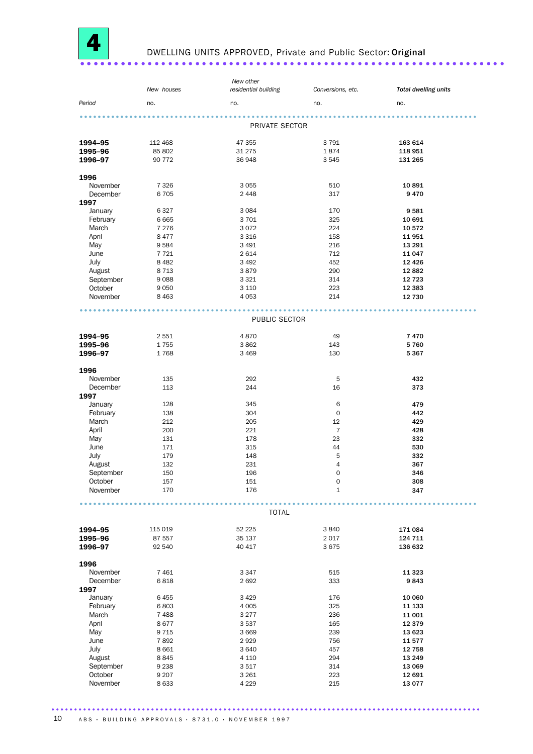# 4 DWELLING UNITS APPROVED, Private and Public Sector: **Original**

| Period | *New houses* | *New other residential building* | *Conversions, etc.* | ***Total dwelling units*** |
|---|---|---|---|---|
| | no. | no. | no. | no. |
| | | **PRIVATE SECTOR** | | |
| **1994–95** | 112 468 | 47 355 | 3 791 | **163 614** |
| **1995–96** | 85 802 | 31 275 | 1 874 | **118 951** |
| **1996–97** | 90 772 | 36 948 | 3 545 | **131 265** |
| **1996** | | | | |
| November | 7 326 | 3 055 | 510 | **10 891** |
| December | 6 705 | 2 448 | 317 | **9 470** |
| **1997** | | | | |
| January | 6 327 | 3 084 | 170 | **9 581** |
| February | 6 665 | 3 701 | 325 | **10 691** |
| March | 7 276 | 3 072 | 224 | **10 572** |
| April | 8 477 | 3 316 | 158 | **11 951** |
| May | 9 584 | 3 491 | 216 | **13 291** |
| June | 7 721 | 2 614 | 712 | **11 047** |
| July | 8 482 | 3 492 | 452 | **12 426** |
| August | 8 713 | 3 879 | 290 | **12 882** |
| September | 9 088 | 3 321 | 314 | **12 723** |
| October | 9 050 | 3 110 | 223 | **12 383** |
| November | 8 463 | 4 053 | 214 | **12 730** |
| | | **PUBLIC SECTOR** | | |
| **1994–95** | 2 551 | 4 870 | 49 | **7 470** |
| **1995–96** | 1 755 | 3 862 | 143 | **5 760** |
| **1996–97** | 1 768 | 3 469 | 130 | **5 367** |
| **1996** | | | | |
| November | 135 | 292 | 5 | **432** |
| December | 113 | 244 | 16 | **373** |
| **1997** | | | | |
| January | 128 | 345 | 6 | **479** |
| February | 138 | 304 | 0 | **442** |
| March | 212 | 205 | 12 | **429** |
| April | 200 | 221 | 7 | **428** |
| May | 131 | 178 | 23 | **332** |
| June | 171 | 315 | 44 | **530** |
| July | 179 | 148 | 5 | **332** |
| August | 132 | 231 | 4 | **367** |
| September | 150 | 196 | 0 | **346** |
| October | 157 | 151 | 0 | **308** |
| November | 170 | 176 | 1 | **347** |
| | | **TOTAL** | | |
| **1994–95** | 115 019 | 52 225 | 3 840 | **171 084** |
| **1995–96** | 87 557 | 35 137 | 2 017 | **124 711** |
| **1996–97** | 92 540 | 40 417 | 3 675 | **136 632** |
| **1996** | | | | |
| November | 7 461 | 3 347 | 515 | **11 323** |
| December | 6 818 | 2 692 | 333 | **9 843** |
| **1997** | | | | |
| January | 6 455 | 3 429 | 176 | **10 060** |
| February | 6 803 | 4 005 | 325 | **11 133** |
| March | 7 488 | 3 277 | 236 | **11 001** |
| April | 8 677 | 3 537 | 165 | **12 379** |
| May | 9 715 | 3 669 | 239 | **13 623** |
| June | 7 892 | 2 929 | 756 | **11 577** |
| July | 8 661 | 3 640 | 457 | **12 758** |
| August | 8 845 | 4 110 | 294 | **13 249** |
| September | 9 238 | 3 517 | 314 | **13 069** |
| October | 9 207 | 3 261 | 223 | **12 691** |
| November | 8 633 | 4 229 | 215 | **13 077** |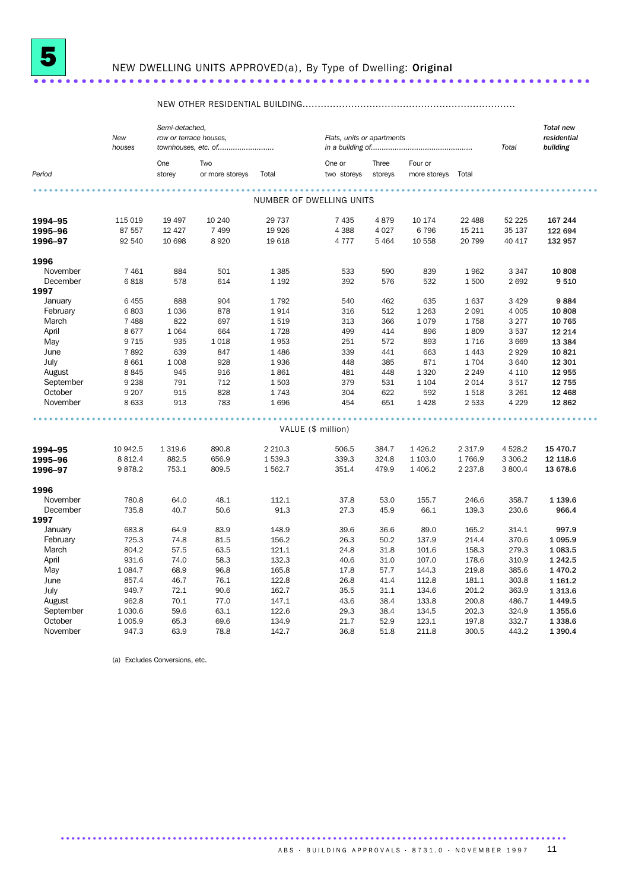# 5 NEW DWELLING UNITS APPROVED(a), By Type of Dwelling: **Original**

| Period | New houses | NEW OTHER RESIDENTIAL BUILDING — Semi-detached, row or terrace houses, townhouses, etc. of — One storey | Two or more storeys | Total | Flats, units or apartments in a building of — One or two storeys | Three storeys | Four or more storeys | Total | Total | Total new residential building |
|---|---|---|---|---|---|---|---|---|---|---|
| | | | | | **NUMBER OF DWELLING UNITS** | | | | | |
| **1994–95** | 115 019 | 19 497 | 10 240 | 29 737 | 7 435 | 4 879 | 10 174 | 22 488 | 52 225 | **167 244** |
| **1995–96** | 87 557 | 12 427 | 7 499 | 19 926 | 4 388 | 4 027 | 6 796 | 15 211 | 35 137 | **122 694** |
| **1996–97** | 92 540 | 10 698 | 8 920 | 19 618 | 4 777 | 5 464 | 10 558 | 20 799 | 40 417 | **132 957** |
| **1996** | | | | | | | | | | |
| November | 7 461 | 884 | 501 | 1 385 | 533 | 590 | 839 | 1 962 | 3 347 | **10 808** |
| December | 6 818 | 578 | 614 | 1 192 | 392 | 576 | 532 | 1 500 | 2 692 | **9 510** |
| **1997** | | | | | | | | | | |
| January | 6 455 | 888 | 904 | 1 792 | 540 | 462 | 635 | 1 637 | 3 429 | **9 884** |
| February | 6 803 | 1 036 | 878 | 1 914 | 316 | 512 | 1 263 | 2 091 | 4 005 | **10 808** |
| March | 7 488 | 822 | 697 | 1 519 | 313 | 366 | 1 079 | 1 758 | 3 277 | **10 765** |
| April | 8 677 | 1 064 | 664 | 1 728 | 499 | 414 | 896 | 1 809 | 3 537 | **12 214** |
| May | 9 715 | 935 | 1 018 | 1 953 | 251 | 572 | 893 | 1 716 | 3 669 | **13 384** |
| June | 7 892 | 639 | 847 | 1 486 | 339 | 441 | 663 | 1 443 | 2 929 | **10 821** |
| July | 8 661 | 1 008 | 928 | 1 936 | 448 | 385 | 871 | 1 704 | 3 640 | **12 301** |
| August | 8 845 | 945 | 916 | 1 861 | 481 | 448 | 1 320 | 2 249 | 4 110 | **12 955** |
| September | 9 238 | 791 | 712 | 1 503 | 379 | 531 | 1 104 | 2 014 | 3 517 | **12 755** |
| October | 9 207 | 915 | 828 | 1 743 | 304 | 622 | 592 | 1 518 | 3 261 | **12 468** |
| November | 8 633 | 913 | 783 | 1 696 | 454 | 651 | 1 428 | 2 533 | 4 229 | **12 862** |
| | | | | | **VALUE ($ million)** | | | | | |
| **1994–95** | 10 942.5 | 1 319.6 | 890.8 | 2 210.3 | 506.5 | 384.7 | 1 426.2 | 2 317.9 | 4 528.2 | **15 470.7** |
| **1995–96** | 8 812.4 | 882.5 | 656.9 | 1 539.3 | 339.3 | 324.8 | 1 103.0 | 1 766.9 | 3 306.2 | **12 118.6** |
| **1996–97** | 9 878.2 | 753.1 | 809.5 | 1 562.7 | 351.4 | 479.9 | 1 406.2 | 2 237.8 | 3 800.4 | **13 678.6** |
| **1996** | | | | | | | | | | |
| November | 780.8 | 64.0 | 48.1 | 112.1 | 37.8 | 53.0 | 155.7 | 246.6 | 358.7 | **1 139.6** |
| December | 735.8 | 40.7 | 50.6 | 91.3 | 27.3 | 45.9 | 66.1 | 139.3 | 230.6 | **966.4** |
| **1997** | | | | | | | | | | |
| January | 683.8 | 64.9 | 83.9 | 148.9 | 39.6 | 36.6 | 89.0 | 165.2 | 314.1 | **997.9** |
| February | 725.3 | 74.8 | 81.5 | 156.2 | 26.3 | 50.2 | 137.9 | 214.4 | 370.6 | **1 095.9** |
| March | 804.2 | 57.5 | 63.5 | 121.1 | 24.8 | 31.8 | 101.6 | 158.3 | 279.3 | **1 083.5** |
| April | 931.6 | 74.0 | 58.3 | 132.3 | 40.6 | 31.0 | 107.0 | 178.6 | 310.9 | **1 242.5** |
| May | 1 084.7 | 68.9 | 96.8 | 165.8 | 17.8 | 57.7 | 144.3 | 219.8 | 385.6 | **1 470.2** |
| June | 857.4 | 46.7 | 76.1 | 122.8 | 26.8 | 41.4 | 112.8 | 181.1 | 303.8 | **1 161.2** |
| July | 949.7 | 72.1 | 90.6 | 162.7 | 35.5 | 31.1 | 134.6 | 201.2 | 363.9 | **1 313.6** |
| August | 962.8 | 70.1 | 77.0 | 147.1 | 43.6 | 38.4 | 133.8 | 200.8 | 486.7 | **1 449.5** |
| September | 1 030.6 | 59.6 | 63.1 | 122.6 | 29.3 | 38.4 | 134.5 | 202.3 | 324.9 | **1 355.6** |
| October | 1 005.9 | 65.3 | 69.6 | 134.9 | 21.7 | 52.9 | 123.1 | 197.8 | 332.7 | **1 338.6** |
| November | 947.3 | 63.9 | 78.8 | 142.7 | 36.8 | 51.8 | 211.8 | 300.5 | 443.2 | **1 390.4** |

(a) Excludes Conversions, etc.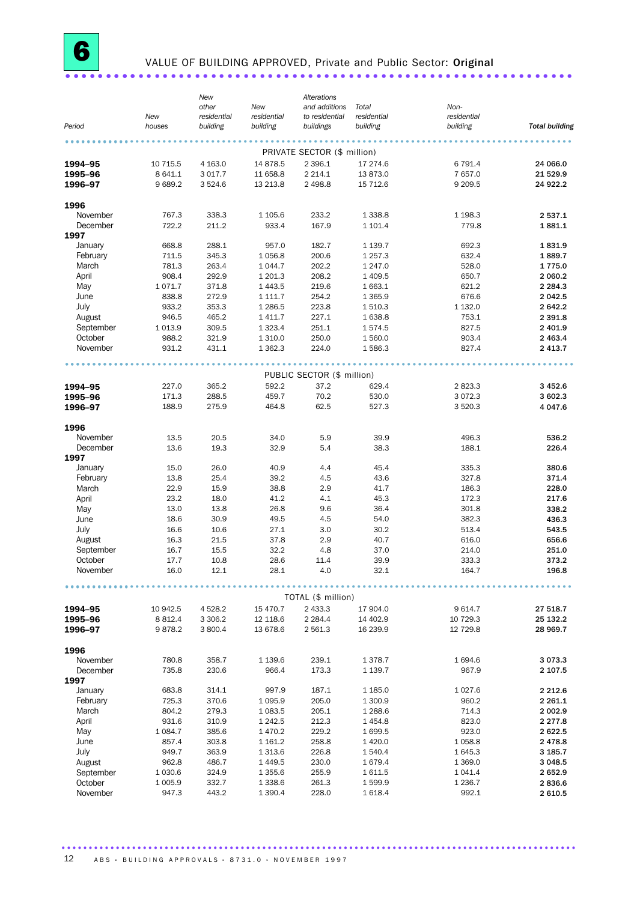# 6 VALUE OF BUILDING APPROVED, Private and Public Sector: **Original**

| Period | New houses | New other residential building | New residential building | Alterations and additions to residential buildings | Total residential building | Non-residential building | Total building |
|---|---|---|---|---|---|---|---|
| | | | PRIVATE SECTOR ($ million) | | | | |
| **1994–95** | 10 715.5 | 4 163.0 | 14 878.5 | 2 396.1 | 17 274.6 | 6 791.4 | **24 066.0** |
| **1995–96** | 8 641.1 | 3 017.7 | 11 658.8 | 2 214.1 | 13 873.0 | 7 657.0 | **21 529.9** |
| **1996–97** | 9 689.2 | 3 524.6 | 13 213.8 | 2 498.8 | 15 712.6 | 9 209.5 | **24 922.2** |
| **1996** | | | | | | | |
| November | 767.3 | 338.3 | 1 105.6 | 233.2 | 1 338.8 | 1 198.3 | **2 537.1** |
| December | 722.2 | 211.2 | 933.4 | 167.9 | 1 101.4 | 779.8 | **1 881.1** |
| **1997** | | | | | | | |
| January | 668.8 | 288.1 | 957.0 | 182.7 | 1 139.7 | 692.3 | **1 831.9** |
| February | 711.5 | 345.3 | 1 056.8 | 200.6 | 1 257.3 | 632.4 | **1 889.7** |
| March | 781.3 | 263.4 | 1 044.7 | 202.2 | 1 247.0 | 528.0 | **1 775.0** |
| April | 908.4 | 292.9 | 1 201.3 | 208.2 | 1 409.5 | 650.7 | **2 060.2** |
| May | 1 071.7 | 371.8 | 1 443.5 | 219.6 | 1 663.1 | 621.2 | **2 284.3** |
| June | 838.8 | 272.9 | 1 111.7 | 254.2 | 1 365.9 | 676.6 | **2 042.5** |
| July | 933.2 | 353.3 | 1 286.5 | 223.8 | 1 510.3 | 1 132.0 | **2 642.2** |
| August | 946.5 | 465.2 | 1 411.7 | 227.1 | 1 638.8 | 753.1 | **2 391.8** |
| September | 1 013.9 | 309.5 | 1 323.4 | 251.1 | 1 574.5 | 827.5 | **2 401.9** |
| October | 988.2 | 321.9 | 1 310.0 | 250.0 | 1 560.0 | 903.4 | **2 463.4** |
| November | 931.2 | 431.1 | 1 362.3 | 224.0 | 1 586.3 | 827.4 | **2 413.7** |
| | | | PUBLIC SECTOR ($ million) | | | | |
| **1994–95** | 227.0 | 365.2 | 592.2 | 37.2 | 629.4 | 2 823.3 | **3 452.6** |
| **1995–96** | 171.3 | 288.5 | 459.7 | 70.2 | 530.0 | 3 072.3 | **3 602.3** |
| **1996–97** | 188.9 | 275.9 | 464.8 | 62.5 | 527.3 | 3 520.3 | **4 047.6** |
| **1996** | | | | | | | |
| November | 13.5 | 20.5 | 34.0 | 5.9 | 39.9 | 496.3 | **536.2** |
| December | 13.6 | 19.3 | 32.9 | 5.4 | 38.3 | 188.1 | **226.4** |
| **1997** | | | | | | | |
| January | 15.0 | 26.0 | 40.9 | 4.4 | 45.4 | 335.3 | **380.6** |
| February | 13.8 | 25.4 | 39.2 | 4.5 | 43.6 | 327.8 | **371.4** |
| March | 22.9 | 15.9 | 38.8 | 2.9 | 41.7 | 186.3 | **228.0** |
| April | 23.2 | 18.0 | 41.2 | 4.1 | 45.3 | 172.3 | **217.6** |
| May | 13.0 | 13.8 | 26.8 | 9.6 | 36.4 | 301.8 | **338.2** |
| June | 18.6 | 30.9 | 49.5 | 4.5 | 54.0 | 382.3 | **436.3** |
| July | 16.6 | 10.6 | 27.1 | 3.0 | 30.2 | 513.4 | **543.5** |
| August | 16.3 | 21.5 | 37.8 | 2.9 | 40.7 | 616.0 | **656.6** |
| September | 16.7 | 15.5 | 32.2 | 4.8 | 37.0 | 214.0 | **251.0** |
| October | 17.7 | 10.8 | 28.6 | 11.4 | 39.9 | 333.3 | **373.2** |
| November | 16.0 | 12.1 | 28.1 | 4.0 | 32.1 | 164.7 | **196.8** |
| | | | TOTAL ($ million) | | | | |
| **1994–95** | 10 942.5 | 4 528.2 | 15 470.7 | 2 433.3 | 17 904.0 | 9 614.7 | **27 518.7** |
| **1995–96** | 8 812.4 | 3 306.2 | 12 118.6 | 2 284.4 | 14 402.9 | 10 729.3 | **25 132.2** |
| **1996–97** | 9 878.2 | 3 800.4 | 13 678.6 | 2 561.3 | 16 239.9 | 12 729.8 | **28 969.7** |
| **1996** | | | | | | | |
| November | 780.8 | 358.7 | 1 139.6 | 239.1 | 1 378.7 | 1 694.6 | **3 073.3** |
| December | 735.8 | 230.6 | 966.4 | 173.3 | 1 139.7 | 967.9 | **2 107.5** |
| **1997** | | | | | | | |
| January | 683.8 | 314.1 | 997.9 | 187.1 | 1 185.0 | 1 027.6 | **2 212.6** |
| February | 725.3 | 370.6 | 1 095.9 | 205.0 | 1 300.9 | 960.2 | **2 261.1** |
| March | 804.2 | 279.3 | 1 083.5 | 205.1 | 1 288.6 | 714.3 | **2 002.9** |
| April | 931.6 | 310.9 | 1 242.5 | 212.3 | 1 454.8 | 823.0 | **2 277.8** |
| May | 1 084.7 | 385.6 | 1 470.2 | 229.2 | 1 699.5 | 923.0 | **2 622.5** |
| June | 857.4 | 303.8 | 1 161.2 | 258.8 | 1 420.0 | 1 058.8 | **2 478.8** |
| July | 949.7 | 363.9 | 1 313.6 | 226.8 | 1 540.4 | 1 645.3 | **3 185.7** |
| August | 962.8 | 486.7 | 1 449.5 | 230.0 | 1 679.4 | 1 369.0 | **3 048.5** |
| September | 1 030.6 | 324.9 | 1 355.6 | 255.9 | 1 611.5 | 1 041.4 | **2 652.9** |
| October | 1 005.9 | 332.7 | 1 338.6 | 261.3 | 1 599.9 | 1 236.7 | **2 836.6** |
| November | 947.3 | 443.2 | 1 390.4 | 228.0 | 1 618.4 | 992.1 | **2 610.5** |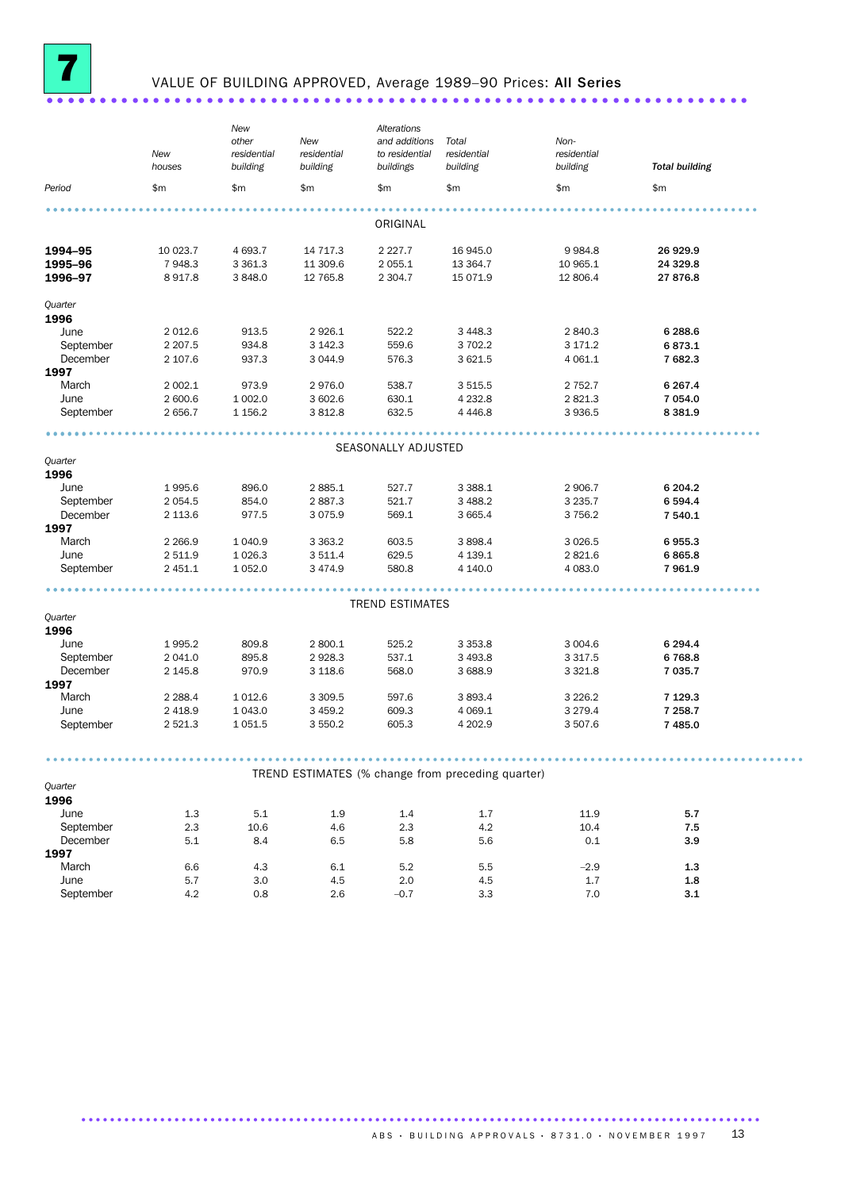# 7 VALUE OF BUILDING APPROVED, Average 1989–90 Prices: All Series

| Period | New houses | New other residential building | New residential building | Alterations and additions to residential buildings | Total residential building | Non-residential building | **Total building** |
|---|---|---|---|---|---|---|---|
| | $m | $m | $m | $m | $m | $m | $m |
| | | | | ORIGINAL | | | |
| **1994–95** | 10 023.7 | 4 693.7 | 14 717.3 | 2 227.7 | 16 945.0 | 9 984.8 | **26 929.9** |
| **1995–96** | 7 948.3 | 3 361.3 | 11 309.6 | 2 055.1 | 13 364.7 | 10 965.1 | **24 329.8** |
| **1996–97** | 8 917.8 | 3 848.0 | 12 765.8 | 2 304.7 | 15 071.9 | 12 806.4 | **27 876.8** |
| *Quarter* | | | | | | | |
| **1996** | | | | | | | |
| June | 2 012.6 | 913.5 | 2 926.1 | 522.2 | 3 448.3 | 2 840.3 | **6 288.6** |
| September | 2 207.5 | 934.8 | 3 142.3 | 559.6 | 3 702.2 | 3 171.2 | **6 873.1** |
| December | 2 107.6 | 937.3 | 3 044.9 | 576.3 | 3 621.5 | 4 061.1 | **7 682.3** |
| **1997** | | | | | | | |
| March | 2 002.1 | 973.9 | 2 976.0 | 538.7 | 3 515.5 | 2 752.7 | **6 267.4** |
| June | 2 600.6 | 1 002.0 | 3 602.6 | 630.1 | 4 232.8 | 2 821.3 | **7 054.0** |
| September | 2 656.7 | 1 156.2 | 3 812.8 | 632.5 | 4 446.8 | 3 936.5 | **8 381.9** |
| | | | | SEASONALLY ADJUSTED | | | |
| *Quarter* | | | | | | | |
| **1996** | | | | | | | |
| June | 1 995.6 | 896.0 | 2 885.1 | 527.7 | 3 388.1 | 2 906.7 | **6 204.2** |
| September | 2 054.5 | 854.0 | 2 887.3 | 521.7 | 3 488.2 | 3 235.7 | **6 594.4** |
| December | 2 113.6 | 977.5 | 3 075.9 | 569.1 | 3 665.4 | 3 756.2 | **7 540.1** |
| **1997** | | | | | | | |
| March | 2 266.9 | 1 040.9 | 3 363.2 | 603.5 | 3 898.4 | 3 026.5 | **6 955.3** |
| June | 2 511.9 | 1 026.3 | 3 511.4 | 629.5 | 4 139.1 | 2 821.6 | **6 865.8** |
| September | 2 451.1 | 1 052.0 | 3 474.9 | 580.8 | 4 140.0 | 4 083.0 | **7 961.9** |
| | | | | TREND ESTIMATES | | | |
| *Quarter* | | | | | | | |
| **1996** | | | | | | | |
| June | 1 995.2 | 809.8 | 2 800.1 | 525.2 | 3 353.8 | 3 004.6 | **6 294.4** |
| September | 2 041.0 | 895.8 | 2 928.3 | 537.1 | 3 493.8 | 3 317.5 | **6 768.8** |
| December | 2 145.8 | 970.9 | 3 118.6 | 568.0 | 3 688.9 | 3 321.8 | **7 035.7** |
| **1997** | | | | | | | |
| March | 2 288.4 | 1 012.6 | 3 309.5 | 597.6 | 3 893.4 | 3 226.2 | **7 129.3** |
| June | 2 418.9 | 1 043.0 | 3 459.2 | 609.3 | 4 069.1 | 3 279.4 | **7 258.7** |
| September | 2 521.3 | 1 051.5 | 3 550.2 | 605.3 | 4 202.9 | 3 507.6 | **7 485.0** |
| | | | | TREND ESTIMATES (% change from preceding quarter) | | | |
| *Quarter* | | | | | | | |
| **1996** | | | | | | | |
| June | 1.3 | 5.1 | 1.9 | 1.4 | 1.7 | 11.9 | **5.7** |
| September | 2.3 | 10.6 | 4.6 | 2.3 | 4.2 | 10.4 | **7.5** |
| December | 5.1 | 8.4 | 6.5 | 5.8 | 5.6 | 0.1 | **3.9** |
| **1997** | | | | | | | |
| March | 6.6 | 4.3 | 6.1 | 5.2 | 5.5 | –2.9 | **1.3** |
| June | 5.7 | 3.0 | 4.5 | 2.0 | 4.5 | 1.7 | **1.8** |
| September | 4.2 | 0.8 | 2.6 | –0.7 | 3.3 | 7.0 | **3.1** |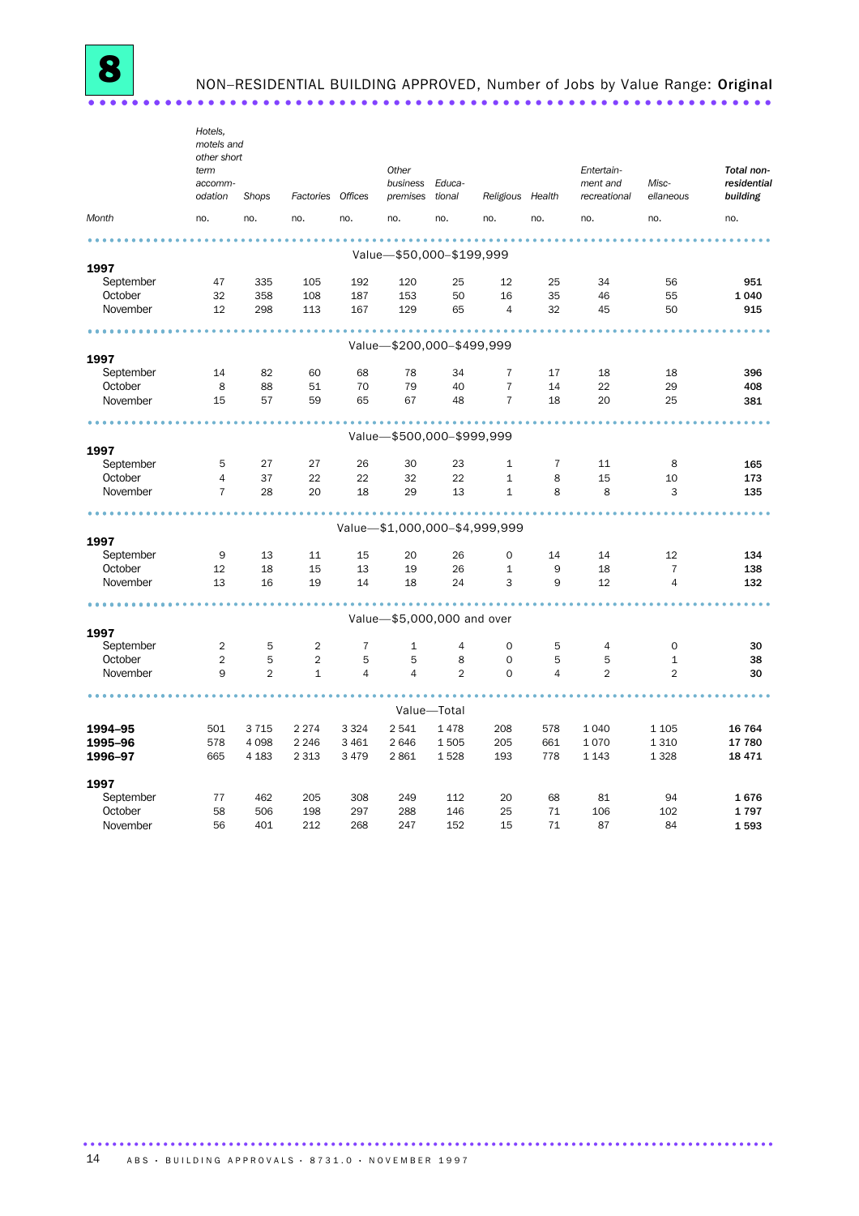# 8 NON–RESIDENTIAL BUILDING APPROVED, Number of Jobs by Value Range: **Original**

| Month | *Hotels, motels and other short term accomm-odation* | *Shops* | *Factories* | *Offices* | *Other business premises* | *Educa-tional* | *Religious* | *Health* | *Entertain-ment and recreational* | *Misc-ellaneous* | ***Total non-residential building*** |
|---|---|---|---|---|---|---|---|---|---|---|---|
| | no. | no. | no. | no. | no. | no. | no. | no. | no. | no. | no. |
| | | | | | **Value—$50,000–$199,999** | | | | | | |
| **1997** | | | | | | | | | | | |
| September | 47 | 335 | 105 | 192 | 120 | 25 | 12 | 25 | 34 | 56 | **951** |
| October | 32 | 358 | 108 | 187 | 153 | 50 | 16 | 35 | 46 | 55 | **1 040** |
| November | 12 | 298 | 113 | 167 | 129 | 65 | 4 | 32 | 45 | 50 | **915** |
| | | | | | **Value—$200,000–$499,999** | | | | | | |
| **1997** | | | | | | | | | | | |
| September | 14 | 82 | 60 | 68 | 78 | 34 | 7 | 17 | 18 | 18 | **396** |
| October | 8 | 88 | 51 | 70 | 79 | 40 | 7 | 14 | 22 | 29 | **408** |
| November | 15 | 57 | 59 | 65 | 67 | 48 | 7 | 18 | 20 | 25 | **381** |
| | | | | | **Value—$500,000–$999,999** | | | | | | |
| **1997** | | | | | | | | | | | |
| September | 5 | 27 | 27 | 26 | 30 | 23 | 1 | 7 | 11 | 8 | **165** |
| October | 4 | 37 | 22 | 22 | 32 | 22 | 1 | 8 | 15 | 10 | **173** |
| November | 7 | 28 | 20 | 18 | 29 | 13 | 1 | 8 | 8 | 3 | **135** |
| | | | | | **Value—$1,000,000–$4,999,999** | | | | | | |
| **1997** | | | | | | | | | | | |
| September | 9 | 13 | 11 | 15 | 20 | 26 | 0 | 14 | 14 | 12 | **134** |
| October | 12 | 18 | 15 | 13 | 19 | 26 | 1 | 9 | 18 | 7 | **138** |
| November | 13 | 16 | 19 | 14 | 18 | 24 | 3 | 9 | 12 | 4 | **132** |
| | | | | | **Value—$5,000,000 and over** | | | | | | |
| **1997** | | | | | | | | | | | |
| September | 2 | 5 | 2 | 7 | 1 | 4 | 0 | 5 | 4 | 0 | **30** |
| October | 2 | 5 | 2 | 5 | 5 | 8 | 0 | 5 | 5 | 1 | **38** |
| November | 9 | 2 | 1 | 4 | 4 | 2 | 0 | 4 | 2 | 2 | **30** |
| | | | | | **Value—Total** | | | | | | |
| **1994–95** | 501 | 3 715 | 2 274 | 3 324 | 2 541 | 1 478 | 208 | 578 | 1 040 | 1 105 | **16 764** |
| **1995–96** | 578 | 4 098 | 2 246 | 3 461 | 2 646 | 1 505 | 205 | 661 | 1 070 | 1 310 | **17 780** |
| **1996–97** | 665 | 4 183 | 2 313 | 3 479 | 2 861 | 1 528 | 193 | 778 | 1 143 | 1 328 | **18 471** |
| **1997** | | | | | | | | | | | |
| September | 77 | 462 | 205 | 308 | 249 | 112 | 20 | 68 | 81 | 94 | **1 676** |
| October | 58 | 506 | 198 | 297 | 288 | 146 | 25 | 71 | 106 | 102 | **1 797** |
| November | 56 | 401 | 212 | 268 | 247 | 152 | 15 | 71 | 87 | 84 | **1 593** |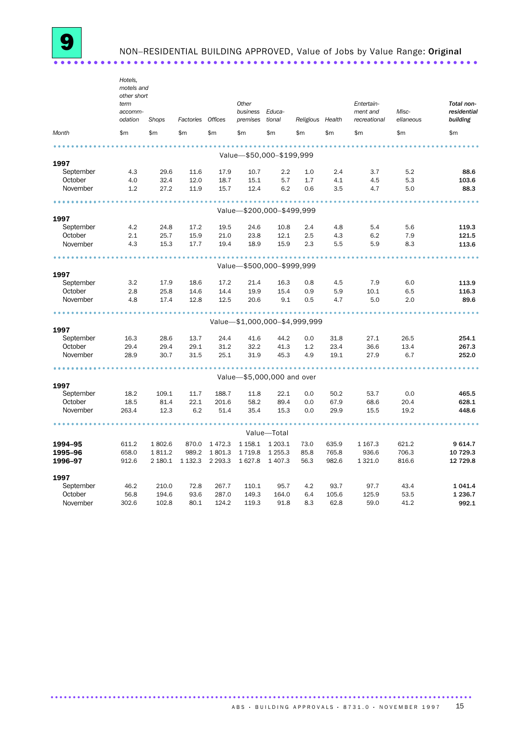# 9 NON–RESIDENTIAL BUILDING APPROVED, Value of Jobs by Value Range: **Original**

| Month | Hotels, motels and other short term accommodation | Shops | Factories | Offices | Other business premises | Educational | Religious | Health | Entertainment and recreational | Miscellaneous | Total non-residential building |
|---|---|---|---|---|---|---|---|---|---|---|---|
| | $m | $m | $m | $m | $m | $m | $m | $m | $m | $m | $m |
| **Value—$50,000–$199,999** | | | | | | | | | | | |
| **1997** | | | | | | | | | | | |
| September | 4.3 | 29.6 | 11.6 | 17.9 | 10.7 | 2.2 | 1.0 | 2.4 | 3.7 | 5.2 | **88.6** |
| October | 4.0 | 32.4 | 12.0 | 18.7 | 15.1 | 5.7 | 1.7 | 4.1 | 4.5 | 5.3 | **103.6** |
| November | 1.2 | 27.2 | 11.9 | 15.7 | 12.4 | 6.2 | 0.6 | 3.5 | 4.7 | 5.0 | **88.3** |
| **Value—$200,000–$499,999** | | | | | | | | | | | |
| **1997** | | | | | | | | | | | |
| September | 4.2 | 24.8 | 17.2 | 19.5 | 24.6 | 10.8 | 2.4 | 4.8 | 5.4 | 5.6 | **119.3** |
| October | 2.1 | 25.7 | 15.9 | 21.0 | 23.8 | 12.1 | 2.5 | 4.3 | 6.2 | 7.9 | **121.5** |
| November | 4.3 | 15.3 | 17.7 | 19.4 | 18.9 | 15.9 | 2.3 | 5.5 | 5.9 | 8.3 | **113.6** |
| **Value—$500,000–$999,999** | | | | | | | | | | | |
| **1997** | | | | | | | | | | | |
| September | 3.2 | 17.9 | 18.6 | 17.2 | 21.4 | 16.3 | 0.8 | 4.5 | 7.9 | 6.0 | **113.9** |
| October | 2.8 | 25.8 | 14.6 | 14.4 | 19.9 | 15.4 | 0.9 | 5.9 | 10.1 | 6.5 | **116.3** |
| November | 4.8 | 17.4 | 12.8 | 12.5 | 20.6 | 9.1 | 0.5 | 4.7 | 5.0 | 2.0 | **89.6** |
| **Value—$1,000,000–$4,999,999** | | | | | | | | | | | |
| **1997** | | | | | | | | | | | |
| September | 16.3 | 28.6 | 13.7 | 24.4 | 41.6 | 44.2 | 0.0 | 31.8 | 27.1 | 26.5 | **254.1** |
| October | 29.4 | 29.4 | 29.1 | 31.2 | 32.2 | 41.3 | 1.2 | 23.4 | 36.6 | 13.4 | **267.3** |
| November | 28.9 | 30.7 | 31.5 | 25.1 | 31.9 | 45.3 | 4.9 | 19.1 | 27.9 | 6.7 | **252.0** |
| **Value—$5,000,000 and over** | | | | | | | | | | | |
| **1997** | | | | | | | | | | | |
| September | 18.2 | 109.1 | 11.7 | 188.7 | 11.8 | 22.1 | 0.0 | 50.2 | 53.7 | 0.0 | **465.5** |
| October | 18.5 | 81.4 | 22.1 | 201.6 | 58.2 | 89.4 | 0.0 | 67.9 | 68.6 | 20.4 | **628.1** |
| November | 263.4 | 12.3 | 6.2 | 51.4 | 35.4 | 15.3 | 0.0 | 29.9 | 15.5 | 19.2 | **448.6** |
| **Value—Total** | | | | | | | | | | | |
| **1994–95** | 611.2 | 1 802.6 | 870.0 | 1 472.3 | 1 158.1 | 1 203.1 | 73.0 | 635.9 | 1 167.3 | 621.2 | **9 614.7** |
| **1995–96** | 658.0 | 1 811.2 | 989.2 | 1 801.3 | 1 719.8 | 1 255.3 | 85.8 | 765.8 | 936.6 | 706.3 | **10 729.3** |
| **1996–97** | 912.6 | 2 180.1 | 1 132.3 | 2 293.3 | 1 627.8 | 1 407.3 | 56.3 | 982.6 | 1 321.0 | 816.6 | **12 729.8** |
| **1997** | | | | | | | | | | | |
| September | 46.2 | 210.0 | 72.8 | 267.7 | 110.1 | 95.7 | 4.2 | 93.7 | 97.7 | 43.4 | **1 041.4** |
| October | 56.8 | 194.6 | 93.6 | 287.0 | 149.3 | 164.0 | 6.4 | 105.6 | 125.9 | 53.5 | **1 236.7** |
| November | 302.6 | 102.8 | 80.1 | 124.2 | 119.3 | 91.8 | 8.3 | 62.8 | 59.0 | 41.2 | **992.1** |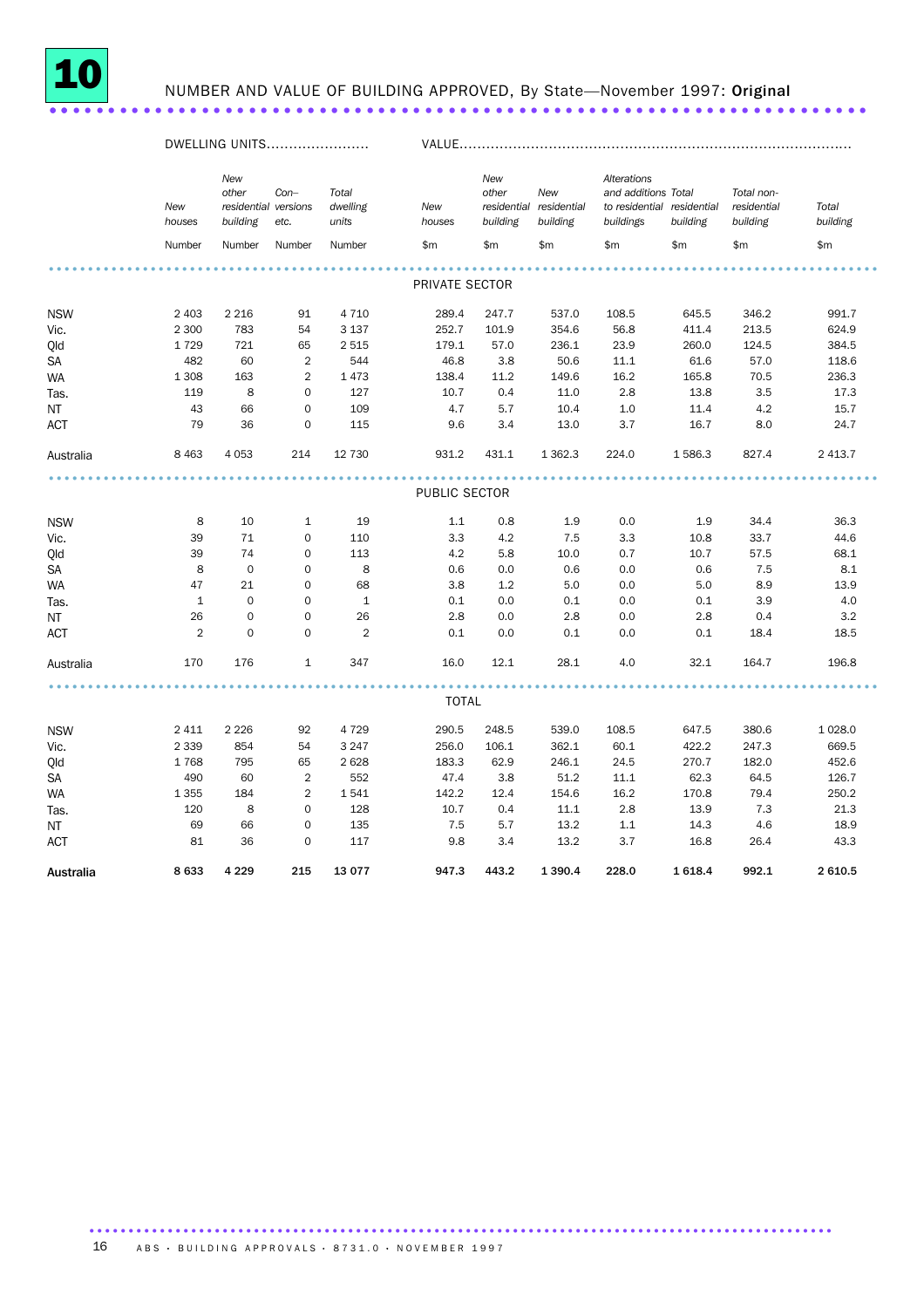# 10 NUMBER AND VALUE OF BUILDING APPROVED, By State—November 1997: **Original**

| | DWELLING UNITS | | | | VALUE | | | | | | |
|---|---|---|---|---|---|---|---|---|---|---|---|
| | *New houses* | *New other residential building* | *Con–versions etc.* | *Total dwelling units* | *New houses* | *New other residential building* | *New residential building* | *Alterations and additions to residential buildings* | *Total residential building* | *Total non-residential building* | *Total building* |
| | Number | Number | Number | Number | $m | $m | $m | $m | $m | $m | $m |
| **PRIVATE SECTOR** | | | | | | | | | | | |
| NSW | 2 403 | 2 216 | 91 | 4 710 | 289.4 | 247.7 | 537.0 | 108.5 | 645.5 | 346.2 | 991.7 |
| Vic. | 2 300 | 783 | 54 | 3 137 | 252.7 | 101.9 | 354.6 | 56.8 | 411.4 | 213.5 | 624.9 |
| Qld | 1 729 | 721 | 65 | 2 515 | 179.1 | 57.0 | 236.1 | 23.9 | 260.0 | 124.5 | 384.5 |
| SA | 482 | 60 | 2 | 544 | 46.8 | 3.8 | 50.6 | 11.1 | 61.6 | 57.0 | 118.6 |
| WA | 1 308 | 163 | 2 | 1 473 | 138.4 | 11.2 | 149.6 | 16.2 | 165.8 | 70.5 | 236.3 |
| Tas. | 119 | 8 | 0 | 127 | 10.7 | 0.4 | 11.0 | 2.8 | 13.8 | 3.5 | 17.3 |
| NT | 43 | 66 | 0 | 109 | 4.7 | 5.7 | 10.4 | 1.0 | 11.4 | 4.2 | 15.7 |
| ACT | 79 | 36 | 0 | 115 | 9.6 | 3.4 | 13.0 | 3.7 | 16.7 | 8.0 | 24.7 |
| Australia | 8 463 | 4 053 | 214 | 12 730 | 931.2 | 431.1 | 1 362.3 | 224.0 | 1 586.3 | 827.4 | 2 413.7 |
| **PUBLIC SECTOR** | | | | | | | | | | | |
| NSW | 8 | 10 | 1 | 19 | 1.1 | 0.8 | 1.9 | 0.0 | 1.9 | 34.4 | 36.3 |
| Vic. | 39 | 71 | 0 | 110 | 3.3 | 4.2 | 7.5 | 3.3 | 10.8 | 33.7 | 44.6 |
| Qld | 39 | 74 | 0 | 113 | 4.2 | 5.8 | 10.0 | 0.7 | 10.7 | 57.5 | 68.1 |
| SA | 8 | 0 | 0 | 8 | 0.6 | 0.0 | 0.6 | 0.0 | 0.6 | 7.5 | 8.1 |
| WA | 47 | 21 | 0 | 68 | 3.8 | 1.2 | 5.0 | 0.0 | 5.0 | 8.9 | 13.9 |
| Tas. | 1 | 0 | 0 | 1 | 0.1 | 0.0 | 0.1 | 0.0 | 0.1 | 3.9 | 4.0 |
| NT | 26 | 0 | 0 | 26 | 2.8 | 0.0 | 2.8 | 0.0 | 2.8 | 0.4 | 3.2 |
| ACT | 2 | 0 | 0 | 2 | 0.1 | 0.0 | 0.1 | 0.0 | 0.1 | 18.4 | 18.5 |
| Australia | 170 | 176 | 1 | 347 | 16.0 | 12.1 | 28.1 | 4.0 | 32.1 | 164.7 | 196.8 |
| **TOTAL** | | | | | | | | | | | |
| NSW | 2 411 | 2 226 | 92 | 4 729 | 290.5 | 248.5 | 539.0 | 108.5 | 647.5 | 380.6 | 1 028.0 |
| Vic. | 2 339 | 854 | 54 | 3 247 | 256.0 | 106.1 | 362.1 | 60.1 | 422.2 | 247.3 | 669.5 |
| Qld | 1 768 | 795 | 65 | 2 628 | 183.3 | 62.9 | 246.1 | 24.5 | 270.7 | 182.0 | 452.6 |
| SA | 490 | 60 | 2 | 552 | 47.4 | 3.8 | 51.2 | 11.1 | 62.3 | 64.5 | 126.7 |
| WA | 1 355 | 184 | 2 | 1 541 | 142.2 | 12.4 | 154.6 | 16.2 | 170.8 | 79.4 | 250.2 |
| Tas. | 120 | 8 | 0 | 128 | 10.7 | 0.4 | 11.1 | 2.8 | 13.9 | 7.3 | 21.3 |
| NT | 69 | 66 | 0 | 135 | 7.5 | 5.7 | 13.2 | 1.1 | 14.3 | 4.6 | 18.9 |
| ACT | 81 | 36 | 0 | 117 | 9.8 | 3.4 | 13.2 | 3.7 | 16.8 | 26.4 | 43.3 |
| **Australia** | **8 633** | **4 229** | **215** | **13 077** | **947.3** | **443.2** | **1 390.4** | **228.0** | **1 618.4** | **992.1** | **2 610.5** |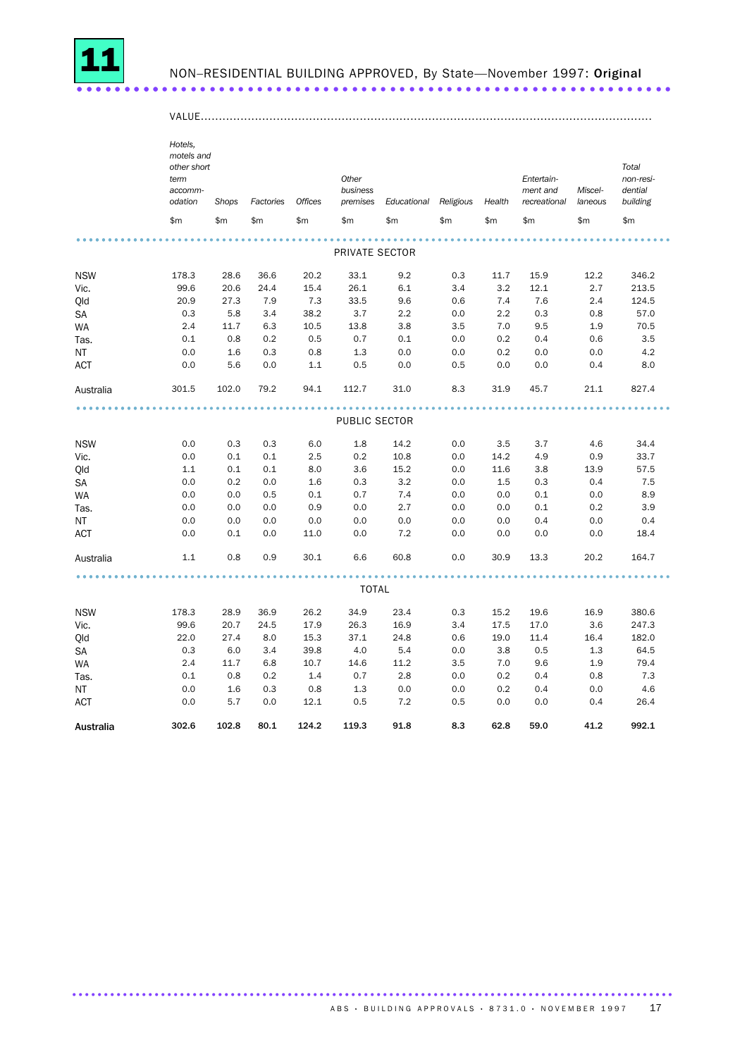# 11 NON–RESIDENTIAL BUILDING APPROVED, By State—November 1997: **Original**

VALUE

| | Hotels, motels and other short term accommodation | Shops | Factories | Offices | Other business premises | Educational | Religious | Health | Entertainment and recreational | Miscellaneous | Total non-residential building |
|---|---|---|---|---|---|---|---|---|---|---|---|
| | $m | $m | $m | $m | $m | $m | $m | $m | $m | $m | $m |
| **PRIVATE SECTOR** | | | | | | | | | | | |
| NSW | 178.3 | 28.6 | 36.6 | 20.2 | 33.1 | 9.2 | 0.3 | 11.7 | 15.9 | 12.2 | 346.2 |
| Vic. | 99.6 | 20.6 | 24.4 | 15.4 | 26.1 | 6.1 | 3.4 | 3.2 | 12.1 | 2.7 | 213.5 |
| Qld | 20.9 | 27.3 | 7.9 | 7.3 | 33.5 | 9.6 | 0.6 | 7.4 | 7.6 | 2.4 | 124.5 |
| SA | 0.3 | 5.8 | 3.4 | 38.2 | 3.7 | 2.2 | 0.0 | 2.2 | 0.3 | 0.8 | 57.0 |
| WA | 2.4 | 11.7 | 6.3 | 10.5 | 13.8 | 3.8 | 3.5 | 7.0 | 9.5 | 1.9 | 70.5 |
| Tas. | 0.1 | 0.8 | 0.2 | 0.5 | 0.7 | 0.1 | 0.0 | 0.2 | 0.4 | 0.6 | 3.5 |
| NT | 0.0 | 1.6 | 0.3 | 0.8 | 1.3 | 0.0 | 0.0 | 0.2 | 0.0 | 0.0 | 4.2 |
| ACT | 0.0 | 5.6 | 0.0 | 1.1 | 0.5 | 0.0 | 0.5 | 0.0 | 0.0 | 0.4 | 8.0 |
| Australia | 301.5 | 102.0 | 79.2 | 94.1 | 112.7 | 31.0 | 8.3 | 31.9 | 45.7 | 21.1 | 827.4 |
| **PUBLIC SECTOR** | | | | | | | | | | | |
| NSW | 0.0 | 0.3 | 0.3 | 6.0 | 1.8 | 14.2 | 0.0 | 3.5 | 3.7 | 4.6 | 34.4 |
| Vic. | 0.0 | 0.1 | 0.1 | 2.5 | 0.2 | 10.8 | 0.0 | 14.2 | 4.9 | 0.9 | 33.7 |
| Qld | 1.1 | 0.1 | 0.1 | 8.0 | 3.6 | 15.2 | 0.0 | 11.6 | 3.8 | 13.9 | 57.5 |
| SA | 0.0 | 0.2 | 0.0 | 1.6 | 0.3 | 3.2 | 0.0 | 1.5 | 0.3 | 0.4 | 7.5 |
| WA | 0.0 | 0.0 | 0.5 | 0.1 | 0.7 | 7.4 | 0.0 | 0.0 | 0.1 | 0.0 | 8.9 |
| Tas. | 0.0 | 0.0 | 0.0 | 0.9 | 0.0 | 2.7 | 0.0 | 0.0 | 0.1 | 0.2 | 3.9 |
| NT | 0.0 | 0.0 | 0.0 | 0.0 | 0.0 | 0.0 | 0.0 | 0.0 | 0.4 | 0.0 | 0.4 |
| ACT | 0.0 | 0.1 | 0.0 | 11.0 | 0.0 | 7.2 | 0.0 | 0.0 | 0.0 | 0.0 | 18.4 |
| Australia | 1.1 | 0.8 | 0.9 | 30.1 | 6.6 | 60.8 | 0.0 | 30.9 | 13.3 | 20.2 | 164.7 |
| **TOTAL** | | | | | | | | | | | |
| NSW | 178.3 | 28.9 | 36.9 | 26.2 | 34.9 | 23.4 | 0.3 | 15.2 | 19.6 | 16.9 | 380.6 |
| Vic. | 99.6 | 20.7 | 24.5 | 17.9 | 26.3 | 16.9 | 3.4 | 17.5 | 17.0 | 3.6 | 247.3 |
| Qld | 22.0 | 27.4 | 8.0 | 15.3 | 37.1 | 24.8 | 0.6 | 19.0 | 11.4 | 16.4 | 182.0 |
| SA | 0.3 | 6.0 | 3.4 | 39.8 | 4.0 | 5.4 | 0.0 | 3.8 | 0.5 | 1.3 | 64.5 |
| WA | 2.4 | 11.7 | 6.8 | 10.7 | 14.6 | 11.2 | 3.5 | 7.0 | 9.6 | 1.9 | 79.4 |
| Tas. | 0.1 | 0.8 | 0.2 | 1.4 | 0.7 | 2.8 | 0.0 | 0.2 | 0.4 | 0.8 | 7.3 |
| NT | 0.0 | 1.6 | 0.3 | 0.8 | 1.3 | 0.0 | 0.0 | 0.2 | 0.4 | 0.0 | 4.6 |
| ACT | 0.0 | 5.7 | 0.0 | 12.1 | 0.5 | 7.2 | 0.5 | 0.0 | 0.0 | 0.4 | 26.4 |
| **Australia** | **302.6** | **102.8** | **80.1** | **124.2** | **119.3** | **91.8** | **8.3** | **62.8** | **59.0** | **41.2** | **992.1** |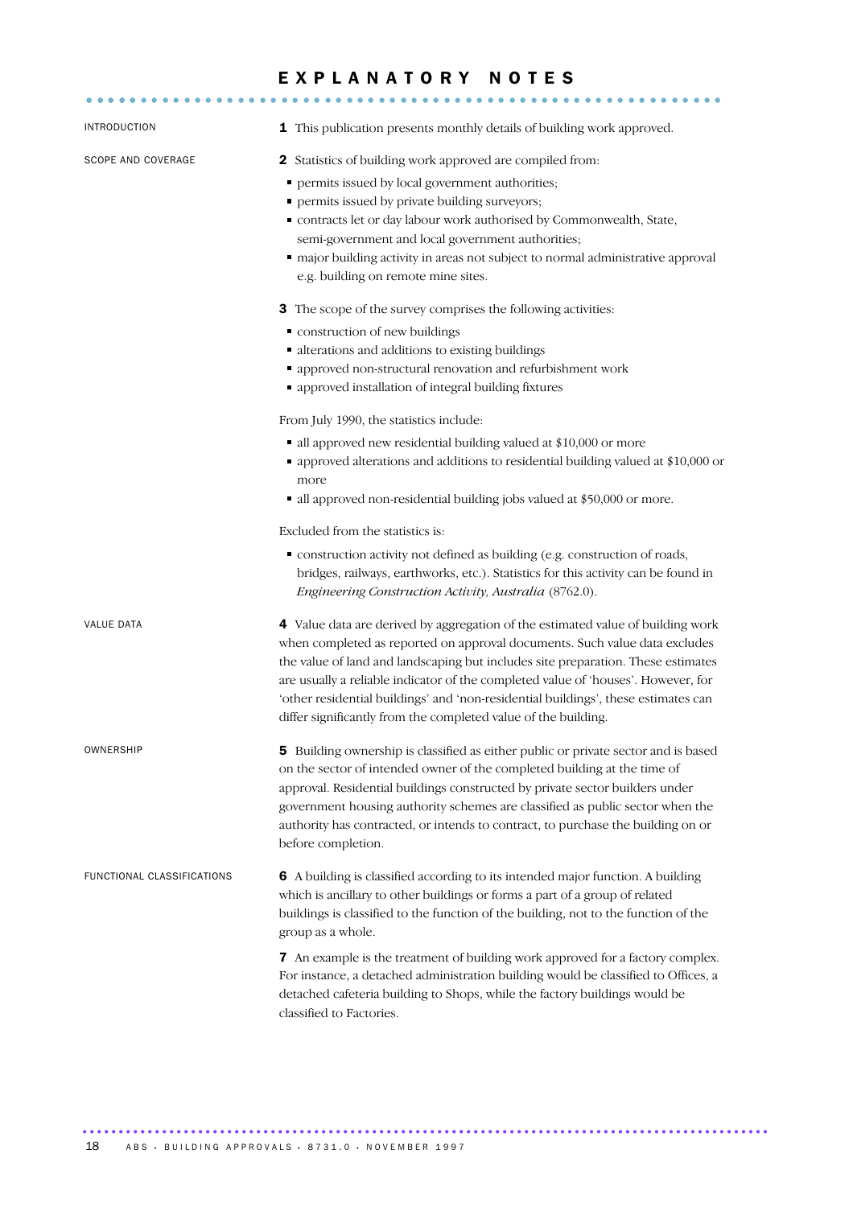# EXPLANATORY NOTES

## INTRODUCTION

**1** This publication presents monthly details of building work approved.

## SCOPE AND COVERAGE

**2** Statistics of building work approved are compiled from:

- permits issued by local government authorities;
- permits issued by private building surveyors;
- contracts let or day labour work authorised by Commonwealth, State, semi-government and local government authorities;
- major building activity in areas not subject to normal administrative approval e.g. building on remote mine sites.

**3** The scope of the survey comprises the following activities:

- construction of new buildings
- alterations and additions to existing buildings
- approved non-structural renovation and refurbishment work
- approved installation of integral building fixtures

From July 1990, the statistics include:

- all approved new residential building valued at $10,000 or more
- approved alterations and additions to residential building valued at $10,000 or more
- all approved non-residential building jobs valued at $50,000 or more.

Excluded from the statistics is:

- construction activity not defined as building (e.g. construction of roads, bridges, railways, earthworks, etc.). Statistics for this activity can be found in *Engineering Construction Activity, Australia* (8762.0).

## VALUE DATA

**4** Value data are derived by aggregation of the estimated value of building work when completed as reported on approval documents. Such value data excludes the value of land and landscaping but includes site preparation. These estimates are usually a reliable indicator of the completed value of 'houses'. However, for 'other residential buildings' and 'non-residential buildings', these estimates can differ significantly from the completed value of the building.

## OWNERSHIP

**5** Building ownership is classified as either public or private sector and is based on the sector of intended owner of the completed building at the time of approval. Residential buildings constructed by private sector builders under government housing authority schemes are classified as public sector when the authority has contracted, or intends to contract, to purchase the building on or before completion.

## FUNCTIONAL CLASSIFICATIONS

**6** A building is classified according to its intended major function. A building which is ancillary to other buildings or forms a part of a group of related buildings is classified to the function of the building, not to the function of the group as a whole.

**7** An example is the treatment of building work approved for a factory complex. For instance, a detached administration building would be classified to Offices, a detached cafeteria building to Shops, while the factory buildings would be classified to Factories.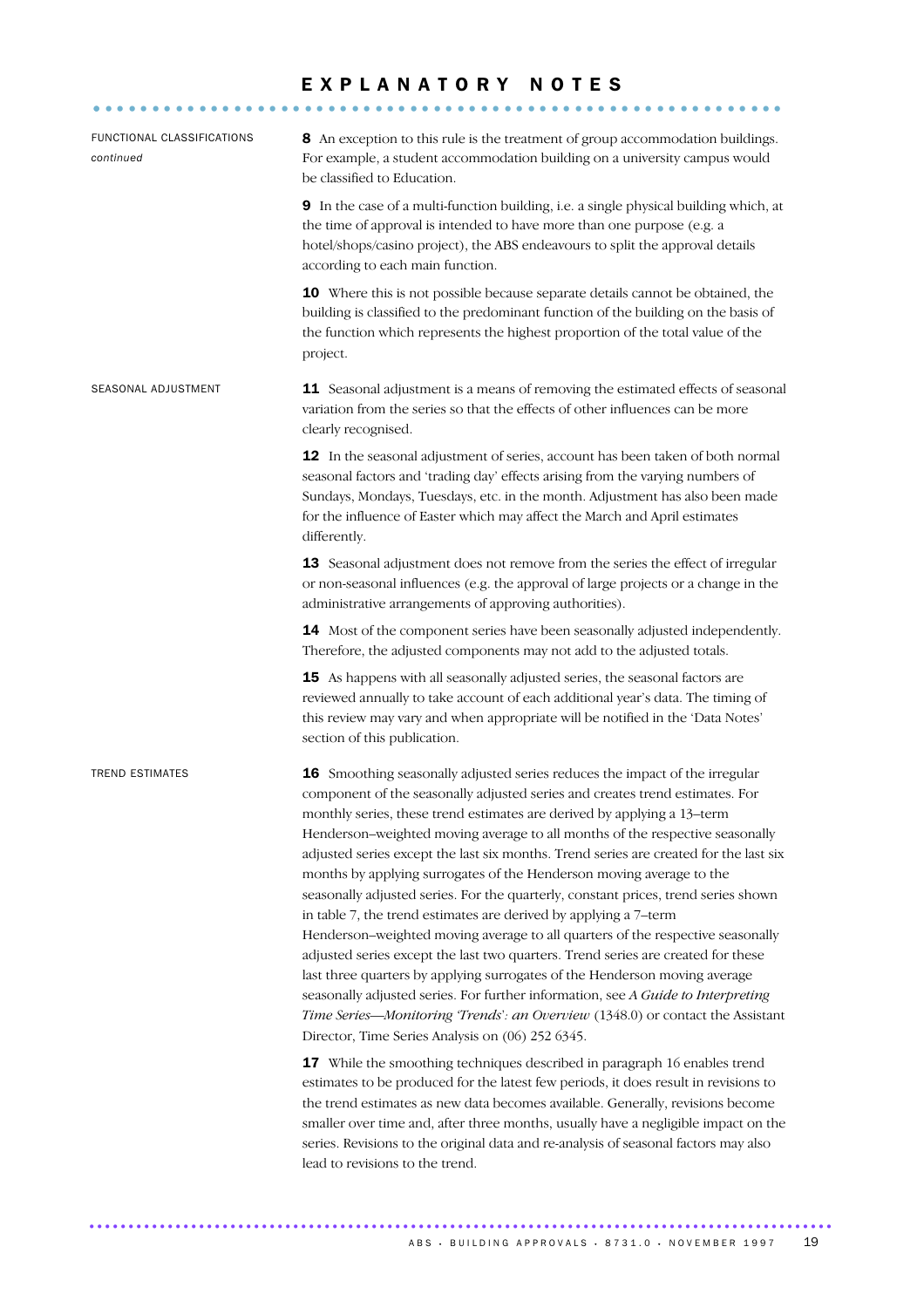# EXPLANATORY NOTES

## FUNCTIONAL CLASSIFICATIONS *continued*

**8** An exception to this rule is the treatment of group accommodation buildings. For example, a student accommodation building on a university campus would be classified to Education.

**9** In the case of a multi-function building, i.e. a single physical building which, at the time of approval is intended to have more than one purpose (e.g. a hotel/shops/casino project), the ABS endeavours to split the approval details according to each main function.

**10** Where this is not possible because separate details cannot be obtained, the building is classified to the predominant function of the building on the basis of the function which represents the highest proportion of the total value of the project.

## SEASONAL ADJUSTMENT

**11** Seasonal adjustment is a means of removing the estimated effects of seasonal variation from the series so that the effects of other influences can be more clearly recognised.

**12** In the seasonal adjustment of series, account has been taken of both normal seasonal factors and 'trading day' effects arising from the varying numbers of Sundays, Mondays, Tuesdays, etc. in the month. Adjustment has also been made for the influence of Easter which may affect the March and April estimates differently.

**13** Seasonal adjustment does not remove from the series the effect of irregular or non-seasonal influences (e.g. the approval of large projects or a change in the administrative arrangements of approving authorities).

**14** Most of the component series have been seasonally adjusted independently. Therefore, the adjusted components may not add to the adjusted totals.

**15** As happens with all seasonally adjusted series, the seasonal factors are reviewed annually to take account of each additional year's data. The timing of this review may vary and when appropriate will be notified in the 'Data Notes' section of this publication.

## TREND ESTIMATES

**16** Smoothing seasonally adjusted series reduces the impact of the irregular component of the seasonally adjusted series and creates trend estimates. For monthly series, these trend estimates are derived by applying a 13–term Henderson–weighted moving average to all months of the respective seasonally adjusted series except the last six months. Trend series are created for the last six months by applying surrogates of the Henderson moving average to the seasonally adjusted series. For the quarterly, constant prices, trend series shown in table 7, the trend estimates are derived by applying a 7–term Henderson–weighted moving average to all quarters of the respective seasonally adjusted series except the last two quarters. Trend series are created for these last three quarters by applying surrogates of the Henderson moving average seasonally adjusted series. For further information, see *A Guide to Interpreting Time Series—Monitoring 'Trends': an Overview* (1348.0) or contact the Assistant Director, Time Series Analysis on (06) 252 6345.

**17** While the smoothing techniques described in paragraph 16 enables trend estimates to be produced for the latest few periods, it does result in revisions to the trend estimates as new data becomes available. Generally, revisions become smaller over time and, after three months, usually have a negligible impact on the series. Revisions to the original data and re-analysis of seasonal factors may also lead to revisions to the trend.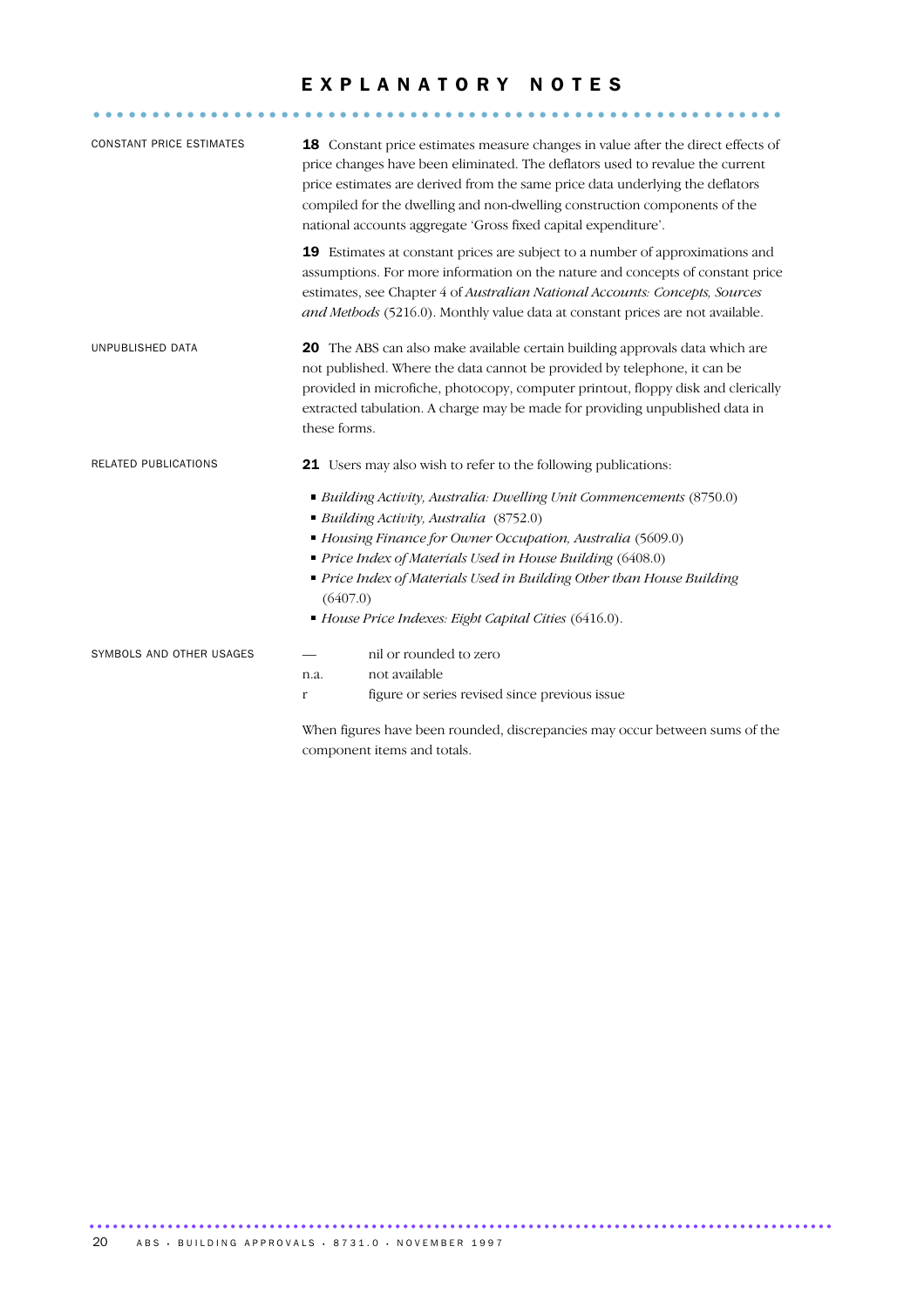# EXPLANATORY NOTES

## CONSTANT PRICE ESTIMATES

**18** Constant price estimates measure changes in value after the direct effects of price changes have been eliminated. The deflators used to revalue the current price estimates are derived from the same price data underlying the deflators compiled for the dwelling and non-dwelling construction components of the national accounts aggregate 'Gross fixed capital expenditure'.

**19** Estimates at constant prices are subject to a number of approximations and assumptions. For more information on the nature and concepts of constant price estimates, see Chapter 4 of *Australian National Accounts: Concepts, Sources and Methods* (5216.0). Monthly value data at constant prices are not available.

## UNPUBLISHED DATA

**20** The ABS can also make available certain building approvals data which are not published. Where the data cannot be provided by telephone, it can be provided in microfiche, photocopy, computer printout, floppy disk and clerically extracted tabulation. A charge may be made for providing unpublished data in these forms.

## RELATED PUBLICATIONS

**21** Users may also wish to refer to the following publications:

- *Building Activity, Australia: Dwelling Unit Commencements* (8750.0)
- *Building Activity, Australia* (8752.0)
- *Housing Finance for Owner Occupation, Australia* (5609.0)
- *Price Index of Materials Used in House Building* (6408.0)
- *Price Index of Materials Used in Building Other than House Building* (6407.0)
- *House Price Indexes: Eight Capital Cities* (6416.0).

## SYMBOLS AND OTHER USAGES

| | |
|---|---|
| — | nil or rounded to zero |
| n.a. | not available |
| r | figure or series revised since previous issue |

When figures have been rounded, discrepancies may occur between sums of the component items and totals.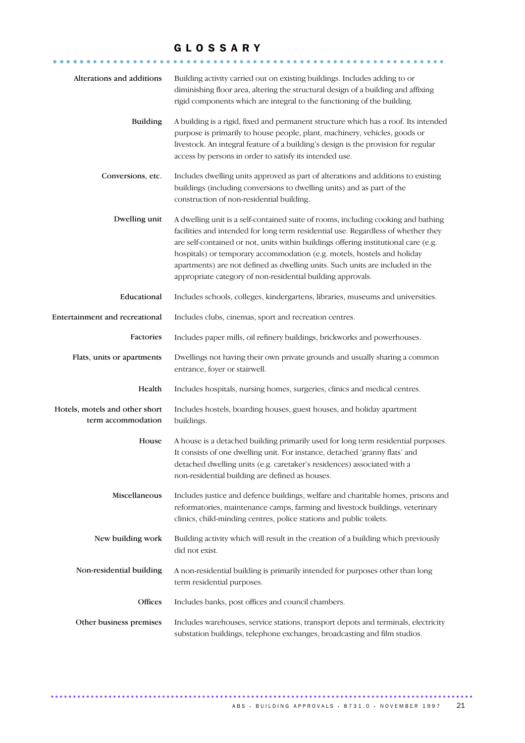# GLOSSARY

**Alterations and additions** — Building activity carried out on existing buildings. Includes adding to or diminishing floor area, altering the structural design of a building and affixing rigid components which are integral to the functioning of the building.

**Building** — A building is a rigid, fixed and permanent structure which has a roof. Its intended purpose is primarily to house people, plant, machinery, vehicles, goods or livestock. An integral feature of a building's design is the provision for regular access by persons in order to satisfy its intended use.

**Conversions, etc.** — Includes dwelling units approved as part of alterations and additions to existing buildings (including conversions to dwelling units) and as part of the construction of non-residential building.

**Dwelling unit** — A dwelling unit is a self-contained suite of rooms, including cooking and bathing facilities and intended for long term residential use. Regardless of whether they are self-contained or not, units within buildings offering institutional care (e.g. hospitals) or temporary accommodation (e.g. motels, hostels and holiday apartments) are not defined as dwelling units. Such units are included in the appropriate category of non-residential building approvals.

**Educational** — Includes schools, colleges, kindergartens, libraries, museums and universities.

**Entertainment and recreational** — Includes clubs, cinemas, sport and recreation centres.

**Factories** — Includes paper mills, oil refinery buildings, brickworks and powerhouses.

**Flats, units or apartments** — Dwellings not having their own private grounds and usually sharing a common entrance, foyer or stairwell.

**Health** — Includes hospitals, nursing homes, surgeries, clinics and medical centres.

**Hotels, motels and other short term accommodation** — Includes hostels, boarding houses, guest houses, and holiday apartment buildings.

**House** — A house is a detached building primarily used for long term residential purposes. It consists of one dwelling unit. For instance, detached 'granny flats' and detached dwelling units (e.g. caretaker's residences) associated with a non-residential building are defined as houses.

**Miscellaneous** — Includes justice and defence buildings, welfare and charitable homes, prisons and reformatories, maintenance camps, farming and livestock buildings, veterinary clinics, child-minding centres, police stations and public toilets.

**New building work** — Building activity which will result in the creation of a building which previously did not exist.

**Non-residential building** — A non-residential building is primarily intended for purposes other than long term residential purposes.

**Offices** — Includes banks, post offices and council chambers.

**Other business premises** — Includes warehouses, service stations, transport depots and terminals, electricity substation buildings, telephone exchanges, broadcasting and film studios.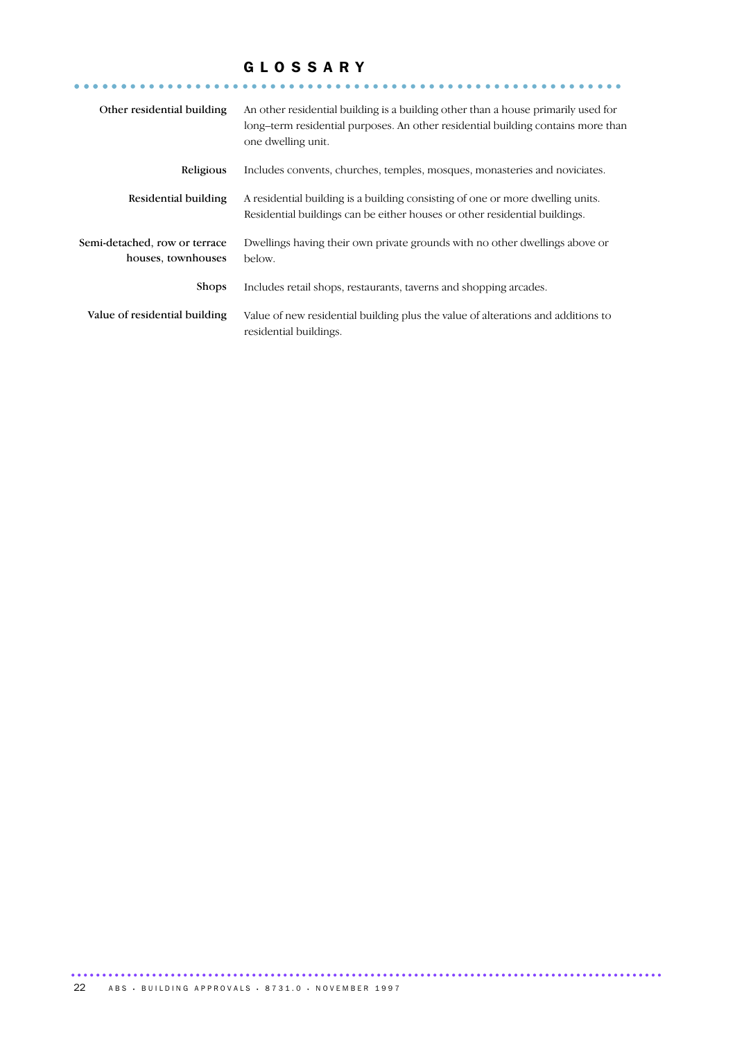# GLOSSARY

**Other residential building**
An other residential building is a building other than a house primarily used for long–term residential purposes. An other residential building contains more than one dwelling unit.

**Religious**
Includes convents, churches, temples, mosques, monasteries and noviciates.

**Residential building**
A residential building is a building consisting of one or more dwelling units. Residential buildings can be either houses or other residential buildings.

**Semi-detached, row or terrace houses, townhouses**
Dwellings having their own private grounds with no other dwellings above or below.

**Shops**
Includes retail shops, restaurants, taverns and shopping arcades.

**Value of residential building**
Value of new residential building plus the value of alterations and additions to residential buildings.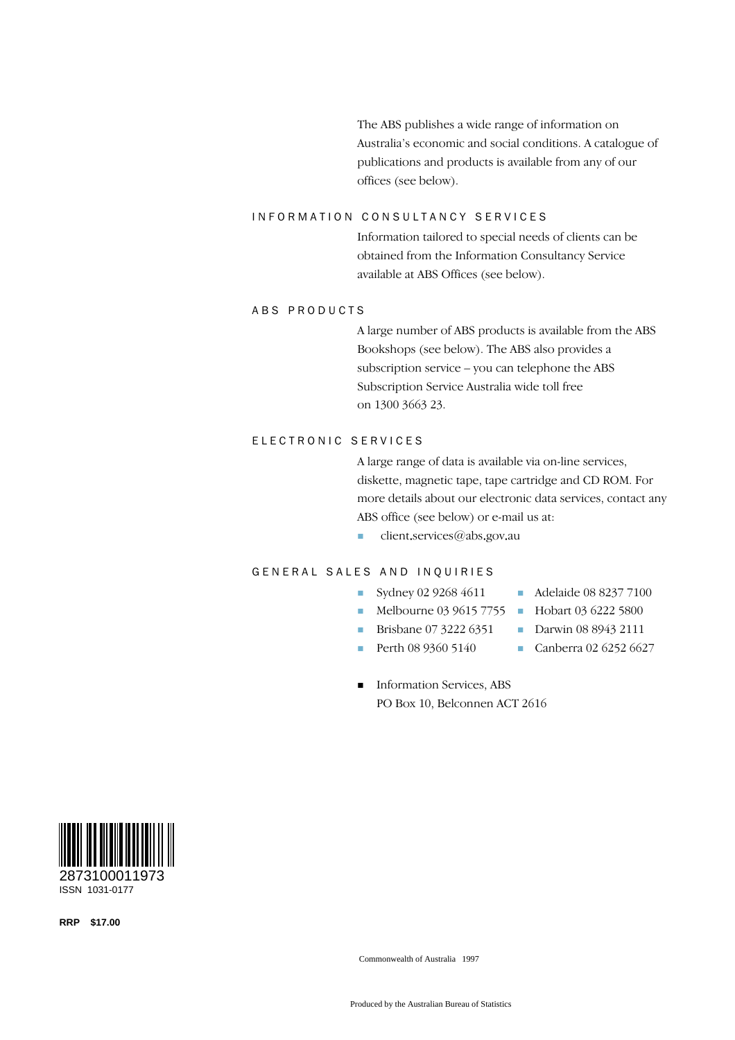The ABS publishes a wide range of information on Australia's economic and social conditions. A catalogue of publications and products is available from any of our offices (see below).

## INFORMATION CONSULTANCY SERVICES

Information tailored to special needs of clients can be obtained from the Information Consultancy Service available at ABS Offices (see below).

## ABS PRODUCTS

A large number of ABS products is available from the ABS Bookshops (see below). The ABS also provides a subscription service – you can telephone the ABS Subscription Service Australia wide toll free on 1300 3663 23.

## ELECTRONIC SERVICES

A large range of data is available via on-line services, diskette, magnetic tape, tape cartridge and CD ROM. For more details about our electronic data services, contact any ABS office (see below) or e-mail us at:

- client.services@abs.gov.au

## GENERAL SALES AND INQUIRIES

- Sydney 02 9268 4611
- Melbourne 03 9615 7755
- Brisbane 07 3222 6351
- Perth 08 9360 5140
- Adelaide 08 8237 7100
- Hobart 03 6222 5800
- Darwin 08 8943 2111
- Canberra 02 6252 6627

- Information Services, ABS
  PO Box 10, Belconnen ACT 2616

2873100011973
ISSN 1031-0177

**RRP $17.00**

Commonwealth of Australia 1997

Produced by the Australian Bureau of Statistics